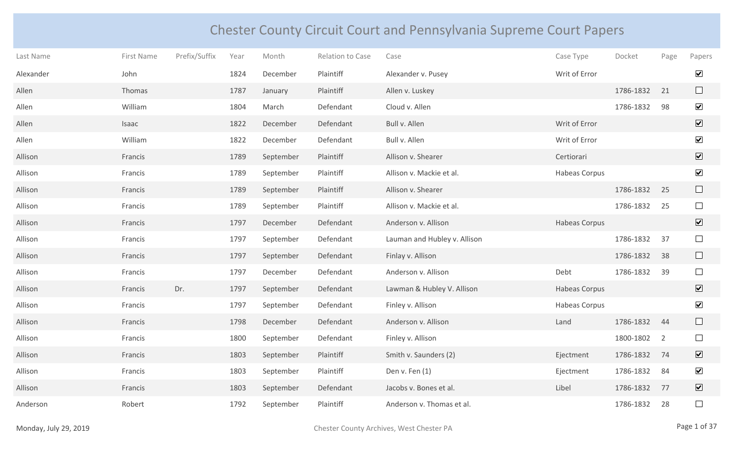# Chester County Circuit Court and Pennsylvania Supreme Court Papers

| Last Name | First Name | Prefix/Suffix | Year | Month | Relation to Case | Case | Case Type | Docket | Page | Papers |
|---|---|---|---|---|---|---|---|---|---|---|
| Alexander | John | | 1824 | December | Plaintiff | Alexander v. Pusey | Writ of Error | | | ☑ |
| Allen | Thomas | | 1787 | January | Plaintiff | Allen v. Luskey | | 1786-1832 | 21 | ☐ |
| Allen | William | | 1804 | March | Defendant | Cloud v. Allen | | 1786-1832 | 98 | ☑ |
| Allen | Isaac | | 1822 | December | Defendant | Bull v. Allen | Writ of Error | | | ☑ |
| Allen | William | | 1822 | December | Defendant | Bull v. Allen | Writ of Error | | | ☑ |
| Allison | Francis | | 1789 | September | Plaintiff | Allison v. Shearer | Certiorari | | | ☑ |
| Allison | Francis | | 1789 | September | Plaintiff | Allison v. Mackie et al. | Habeas Corpus | | | ☑ |
| Allison | Francis | | 1789 | September | Plaintiff | Allison v. Shearer | | 1786-1832 | 25 | ☐ |
| Allison | Francis | | 1789 | September | Plaintiff | Allison v. Mackie et al. | | 1786-1832 | 25 | ☐ |
| Allison | Francis | | 1797 | December | Defendant | Anderson v. Allison | Habeas Corpus | | | ☑ |
| Allison | Francis | | 1797 | September | Defendant | Lauman and Hubley v. Allison | | 1786-1832 | 37 | ☐ |
| Allison | Francis | | 1797 | September | Defendant | Finlay v. Allison | | 1786-1832 | 38 | ☐ |
| Allison | Francis | | 1797 | December | Defendant | Anderson v. Allison | Debt | 1786-1832 | 39 | ☐ |
| Allison | Francis | Dr. | 1797 | September | Defendant | Lawman & Hubley V. Allison | Habeas Corpus | | | ☑ |
| Allison | Francis | | 1797 | September | Defendant | Finley v. Allison | Habeas Corpus | | | ☑ |
| Allison | Francis | | 1798 | December | Defendant | Anderson v. Allison | Land | 1786-1832 | 44 | ☐ |
| Allison | Francis | | 1800 | September | Defendant | Finley v. Allison | | 1800-1802 | 2 | ☐ |
| Allison | Francis | | 1803 | September | Plaintiff | Smith v. Saunders (2) | Ejectment | 1786-1832 | 74 | ☑ |
| Allison | Francis | | 1803 | September | Plaintiff | Den v. Fen (1) | Ejectment | 1786-1832 | 84 | ☑ |
| Allison | Francis | | 1803 | September | Defendant | Jacobs v. Bones et al. | Libel | 1786-1832 | 77 | ☑ |
| Anderson | Robert | | 1792 | September | Plaintiff | Anderson v. Thomas et al. | | 1786-1832 | 28 | ☐ |

Monday, July 29, 2019 — Chester County Archives, West Chester PA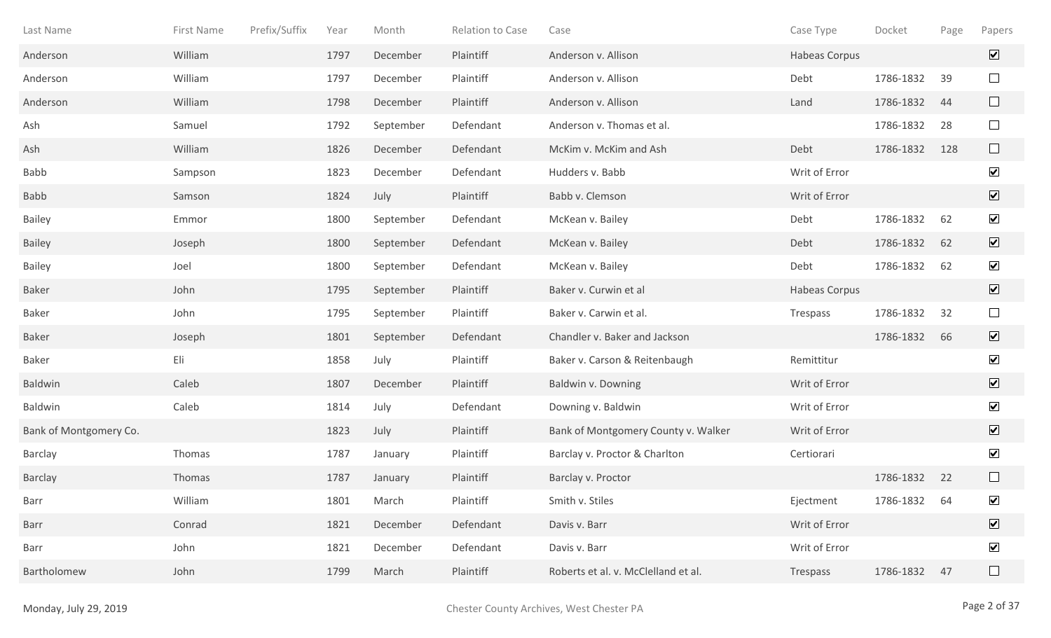| Last Name | First Name | Prefix/Suffix | Year | Month | Relation to Case | Case | Case Type | Docket | Page | Papers |
|---|---|---|---|---|---|---|---|---|---|---|
| Anderson | William | | 1797 | December | Plaintiff | Anderson v. Allison | Habeas Corpus | | | ☑ |
| Anderson | William | | 1797 | December | Plaintiff | Anderson v. Allison | Debt | 1786-1832 | 39 | ☐ |
| Anderson | William | | 1798 | December | Plaintiff | Anderson v. Allison | Land | 1786-1832 | 44 | ☐ |
| Ash | Samuel | | 1792 | September | Defendant | Anderson v. Thomas et al. | | 1786-1832 | 28 | ☐ |
| Ash | William | | 1826 | December | Defendant | McKim v. McKim and Ash | Debt | 1786-1832 | 128 | ☐ |
| Babb | Sampson | | 1823 | December | Defendant | Hudders v. Babb | Writ of Error | | | ☑ |
| Babb | Samson | | 1824 | July | Plaintiff | Babb v. Clemson | Writ of Error | | | ☑ |
| Bailey | Emmor | | 1800 | September | Defendant | McKean v. Bailey | Debt | 1786-1832 | 62 | ☑ |
| Bailey | Joseph | | 1800 | September | Defendant | McKean v. Bailey | Debt | 1786-1832 | 62 | ☑ |
| Bailey | Joel | | 1800 | September | Defendant | McKean v. Bailey | Debt | 1786-1832 | 62 | ☑ |
| Baker | John | | 1795 | September | Plaintiff | Baker v. Curwin et al | Habeas Corpus | | | ☑ |
| Baker | John | | 1795 | September | Plaintiff | Baker v. Carwin et al. | Trespass | 1786-1832 | 32 | ☐ |
| Baker | Joseph | | 1801 | September | Defendant | Chandler v. Baker and Jackson | | 1786-1832 | 66 | ☑ |
| Baker | Eli | | 1858 | July | Plaintiff | Baker v. Carson & Reitenbaugh | Remittitur | | | ☑ |
| Baldwin | Caleb | | 1807 | December | Plaintiff | Baldwin v. Downing | Writ of Error | | | ☑ |
| Baldwin | Caleb | | 1814 | July | Defendant | Downing v. Baldwin | Writ of Error | | | ☑ |
| Bank of Montgomery Co. | | | 1823 | July | Plaintiff | Bank of Montgomery County v. Walker | Writ of Error | | | ☑ |
| Barclay | Thomas | | 1787 | January | Plaintiff | Barclay v. Proctor & Charlton | Certiorari | | | ☑ |
| Barclay | Thomas | | 1787 | January | Plaintiff | Barclay v. Proctor | | 1786-1832 | 22 | ☐ |
| Barr | William | | 1801 | March | Plaintiff | Smith v. Stiles | Ejectment | 1786-1832 | 64 | ☑ |
| Barr | Conrad | | 1821 | December | Defendant | Davis v. Barr | Writ of Error | | | ☑ |
| Barr | John | | 1821 | December | Defendant | Davis v. Barr | Writ of Error | | | ☑ |
| Bartholomew | John | | 1799 | March | Plaintiff | Roberts et al. v. McClelland et al. | Trespass | 1786-1832 | 47 | ☐ |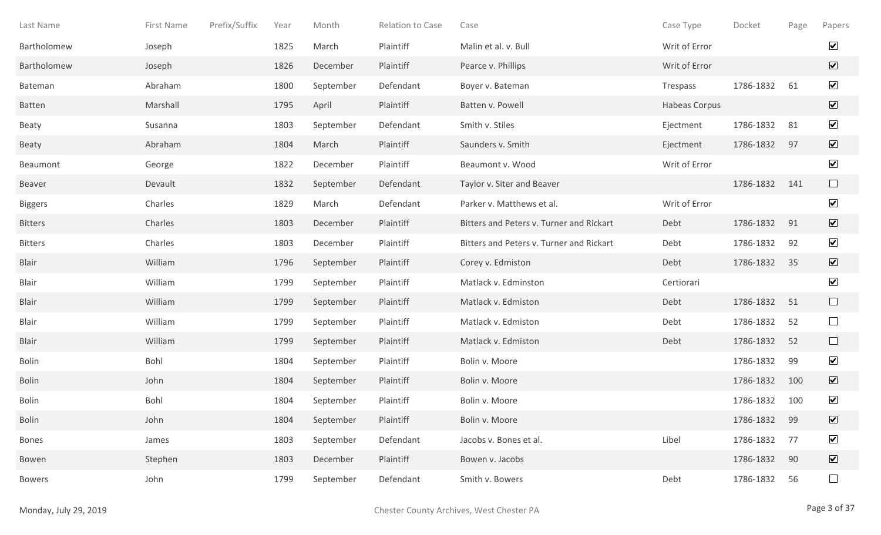| Last Name | First Name | Prefix/Suffix | Year | Month | Relation to Case | Case | Case Type | Docket | Page | Papers |
|---|---|---|---|---|---|---|---|---|---|---|
| Bartholomew | Joseph | | 1825 | March | Plaintiff | Malin et al. v. Bull | Writ of Error | | | ☑ |
| Bartholomew | Joseph | | 1826 | December | Plaintiff | Pearce v. Phillips | Writ of Error | | | ☑ |
| Bateman | Abraham | | 1800 | September | Defendant | Boyer v. Bateman | Trespass | 1786-1832 | 61 | ☑ |
| Batten | Marshall | | 1795 | April | Plaintiff | Batten v. Powell | Habeas Corpus | | | ☑ |
| Beaty | Susanna | | 1803 | September | Defendant | Smith v. Stiles | Ejectment | 1786-1832 | 81 | ☑ |
| Beaty | Abraham | | 1804 | March | Plaintiff | Saunders v. Smith | Ejectment | 1786-1832 | 97 | ☑ |
| Beaumont | George | | 1822 | December | Plaintiff | Beaumont v. Wood | Writ of Error | | | ☑ |
| Beaver | Devault | | 1832 | September | Defendant | Taylor v. Siter and Beaver | | 1786-1832 | 141 | ☐ |
| Biggers | Charles | | 1829 | March | Defendant | Parker v. Matthews et al. | Writ of Error | | | ☑ |
| Bitters | Charles | | 1803 | December | Plaintiff | Bitters and Peters v. Turner and Rickart | Debt | 1786-1832 | 91 | ☑ |
| Bitters | Charles | | 1803 | December | Plaintiff | Bitters and Peters v. Turner and Rickart | Debt | 1786-1832 | 92 | ☑ |
| Blair | William | | 1796 | September | Plaintiff | Corey v. Edmiston | Debt | 1786-1832 | 35 | ☑ |
| Blair | William | | 1799 | September | Plaintiff | Matlack v. Edminston | Certiorari | | | ☑ |
| Blair | William | | 1799 | September | Plaintiff | Matlack v. Edmiston | Debt | 1786-1832 | 51 | ☐ |
| Blair | William | | 1799 | September | Plaintiff | Matlack v. Edmiston | Debt | 1786-1832 | 52 | ☐ |
| Blair | William | | 1799 | September | Plaintiff | Matlack v. Edmiston | Debt | 1786-1832 | 52 | ☐ |
| Bolin | Bohl | | 1804 | September | Plaintiff | Bolin v. Moore | | 1786-1832 | 99 | ☑ |
| Bolin | John | | 1804 | September | Plaintiff | Bolin v. Moore | | 1786-1832 | 100 | ☑ |
| Bolin | Bohl | | 1804 | September | Plaintiff | Bolin v. Moore | | 1786-1832 | 100 | ☑ |
| Bolin | John | | 1804 | September | Plaintiff | Bolin v. Moore | | 1786-1832 | 99 | ☑ |
| Bones | James | | 1803 | September | Defendant | Jacobs v. Bones et al. | Libel | 1786-1832 | 77 | ☑ |
| Bowen | Stephen | | 1803 | December | Plaintiff | Bowen v. Jacobs | | 1786-1832 | 90 | ☑ |
| Bowers | John | | 1799 | September | Defendant | Smith v. Bowers | Debt | 1786-1832 | 56 | ☐ |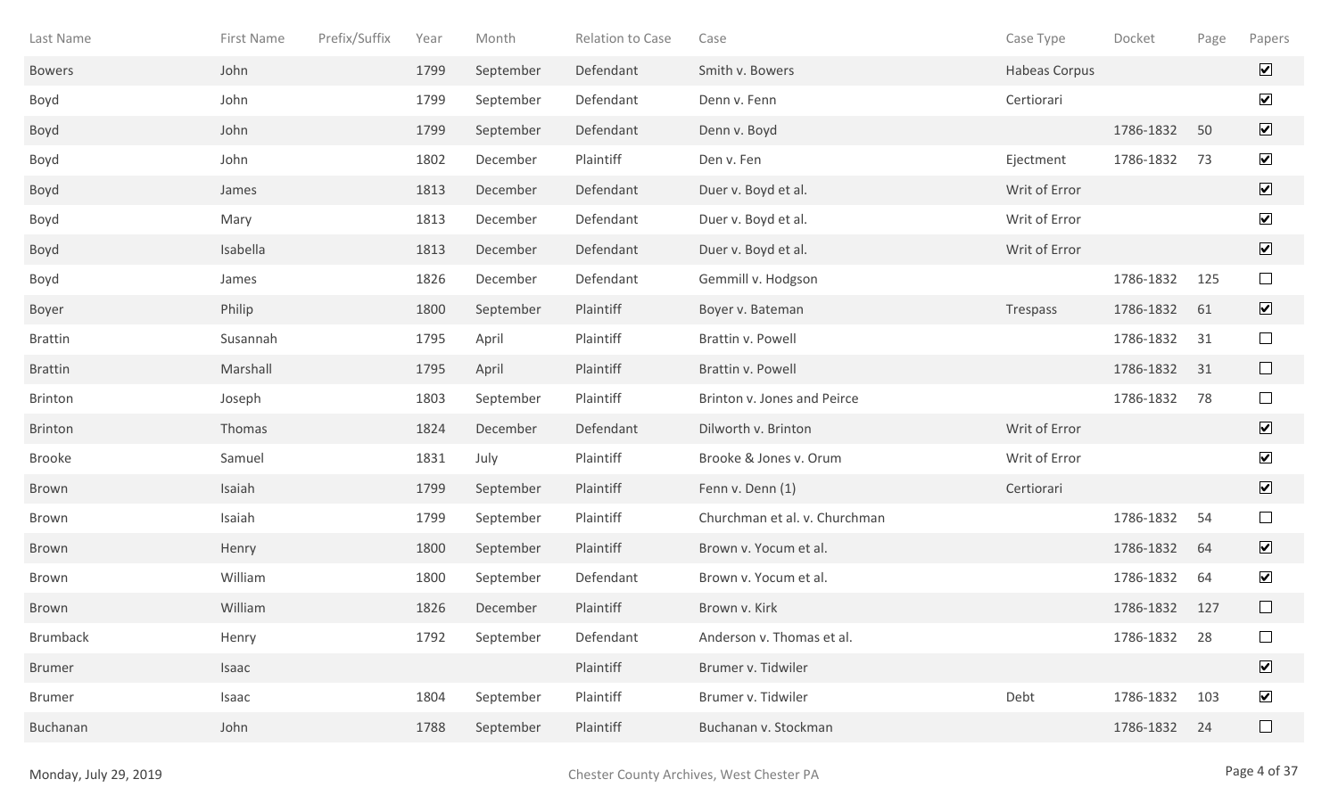| Last Name | First Name | Prefix/Suffix | Year | Month | Relation to Case | Case | Case Type | Docket | Page | Papers |
|---|---|---|---|---|---|---|---|---|---|---|
| Bowers | John | | 1799 | September | Defendant | Smith v. Bowers | Habeas Corpus | | | ☑ |
| Boyd | John | | 1799 | September | Defendant | Denn v. Fenn | Certiorari | | | ☑ |
| Boyd | John | | 1799 | September | Defendant | Denn v. Boyd | | 1786-1832 | 50 | ☑ |
| Boyd | John | | 1802 | December | Plaintiff | Den v. Fen | Ejectment | 1786-1832 | 73 | ☑ |
| Boyd | James | | 1813 | December | Defendant | Duer v. Boyd et al. | Writ of Error | | | ☑ |
| Boyd | Mary | | 1813 | December | Defendant | Duer v. Boyd et al. | Writ of Error | | | ☑ |
| Boyd | Isabella | | 1813 | December | Defendant | Duer v. Boyd et al. | Writ of Error | | | ☑ |
| Boyd | James | | 1826 | December | Defendant | Gemmill v. Hodgson | | 1786-1832 | 125 | ☐ |
| Boyer | Philip | | 1800 | September | Plaintiff | Boyer v. Bateman | Trespass | 1786-1832 | 61 | ☑ |
| Brattin | Susannah | | 1795 | April | Plaintiff | Brattin v. Powell | | 1786-1832 | 31 | ☐ |
| Brattin | Marshall | | 1795 | April | Plaintiff | Brattin v. Powell | | 1786-1832 | 31 | ☐ |
| Brinton | Joseph | | 1803 | September | Plaintiff | Brinton v. Jones and Peirce | | 1786-1832 | 78 | ☐ |
| Brinton | Thomas | | 1824 | December | Defendant | Dilworth v. Brinton | Writ of Error | | | ☑ |
| Brooke | Samuel | | 1831 | July | Plaintiff | Brooke & Jones v. Orum | Writ of Error | | | ☑ |
| Brown | Isaiah | | 1799 | September | Plaintiff | Fenn v. Denn (1) | Certiorari | | | ☑ |
| Brown | Isaiah | | 1799 | September | Plaintiff | Churchman et al. v. Churchman | | 1786-1832 | 54 | ☐ |
| Brown | Henry | | 1800 | September | Plaintiff | Brown v. Yocum et al. | | 1786-1832 | 64 | ☑ |
| Brown | William | | 1800 | September | Defendant | Brown v. Yocum et al. | | 1786-1832 | 64 | ☑ |
| Brown | William | | 1826 | December | Plaintiff | Brown v. Kirk | | 1786-1832 | 127 | ☐ |
| Brumback | Henry | | 1792 | September | Defendant | Anderson v. Thomas et al. | | 1786-1832 | 28 | ☐ |
| Brumer | Isaac | | | | Plaintiff | Brumer v. Tidwiler | | | | ☑ |
| Brumer | Isaac | | 1804 | September | Plaintiff | Brumer v. Tidwiler | Debt | 1786-1832 | 103 | ☑ |
| Buchanan | John | | 1788 | September | Plaintiff | Buchanan v. Stockman | | 1786-1832 | 24 | ☐ |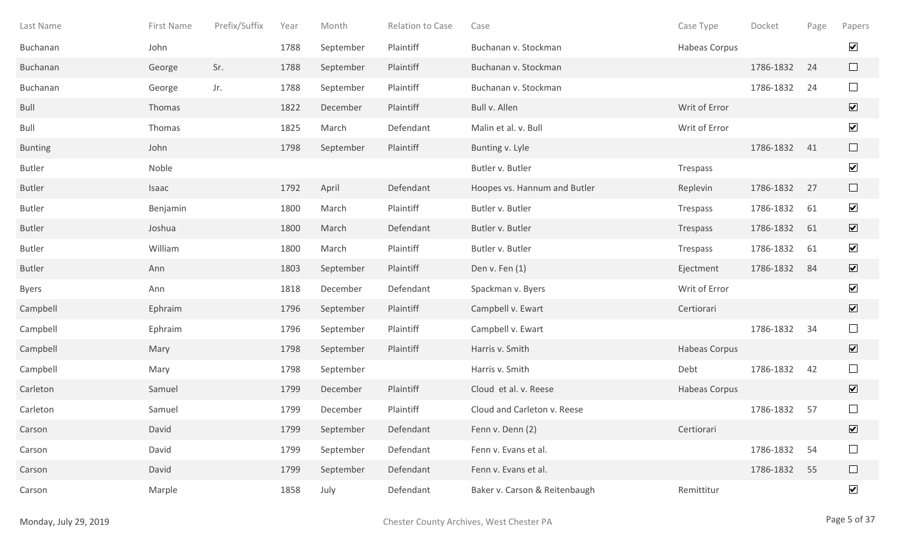| Last Name | First Name | Prefix/Suffix | Year | Month | Relation to Case | Case | Case Type | Docket | Page | Papers |
|---|---|---|---|---|---|---|---|---|---|---|
| Buchanan | John | | 1788 | September | Plaintiff | Buchanan v. Stockman | Habeas Corpus | | | ☑ |
| Buchanan | George | Sr. | 1788 | September | Plaintiff | Buchanan v. Stockman | | 1786-1832 | 24 | ☐ |
| Buchanan | George | Jr. | 1788 | September | Plaintiff | Buchanan v. Stockman | | 1786-1832 | 24 | ☐ |
| Bull | Thomas | | 1822 | December | Plaintiff | Bull v. Allen | Writ of Error | | | ☑ |
| Bull | Thomas | | 1825 | March | Defendant | Malin et al. v. Bull | Writ of Error | | | ☑ |
| Bunting | John | | 1798 | September | Plaintiff | Bunting v. Lyle | | 1786-1832 | 41 | ☐ |
| Butler | Noble | | | | | Butler v. Butler | Trespass | | | ☑ |
| Butler | Isaac | | 1792 | April | Defendant | Hoopes vs. Hannum and Butler | Replevin | 1786-1832 | 27 | ☐ |
| Butler | Benjamin | | 1800 | March | Plaintiff | Butler v. Butler | Trespass | 1786-1832 | 61 | ☑ |
| Butler | Joshua | | 1800 | March | Defendant | Butler v. Butler | Trespass | 1786-1832 | 61 | ☑ |
| Butler | William | | 1800 | March | Plaintiff | Butler v. Butler | Trespass | 1786-1832 | 61 | ☑ |
| Butler | Ann | | 1803 | September | Plaintiff | Den v. Fen (1) | Ejectment | 1786-1832 | 84 | ☑ |
| Byers | Ann | | 1818 | December | Defendant | Spackman v. Byers | Writ of Error | | | ☑ |
| Campbell | Ephraim | | 1796 | September | Plaintiff | Campbell v. Ewart | Certiorari | | | ☑ |
| Campbell | Ephraim | | 1796 | September | Plaintiff | Campbell v. Ewart | | 1786-1832 | 34 | ☐ |
| Campbell | Mary | | 1798 | September | Plaintiff | Harris v. Smith | Habeas Corpus | | | ☑ |
| Campbell | Mary | | 1798 | September | | Harris v. Smith | Debt | 1786-1832 | 42 | ☐ |
| Carleton | Samuel | | 1799 | December | Plaintiff | Cloud et al. v. Reese | Habeas Corpus | | | ☑ |
| Carleton | Samuel | | 1799 | December | Plaintiff | Cloud and Carleton v. Reese | | 1786-1832 | 57 | ☐ |
| Carson | David | | 1799 | September | Defendant | Fenn v. Denn (2) | Certiorari | | | ☑ |
| Carson | David | | 1799 | September | Defendant | Fenn v. Evans et al. | | 1786-1832 | 54 | ☐ |
| Carson | David | | 1799 | September | Defendant | Fenn v. Evans et al. | | 1786-1832 | 55 | ☐ |
| Carson | Marple | | 1858 | July | Defendant | Baker v. Carson & Reitenbaugh | Remittitur | | | ☑ |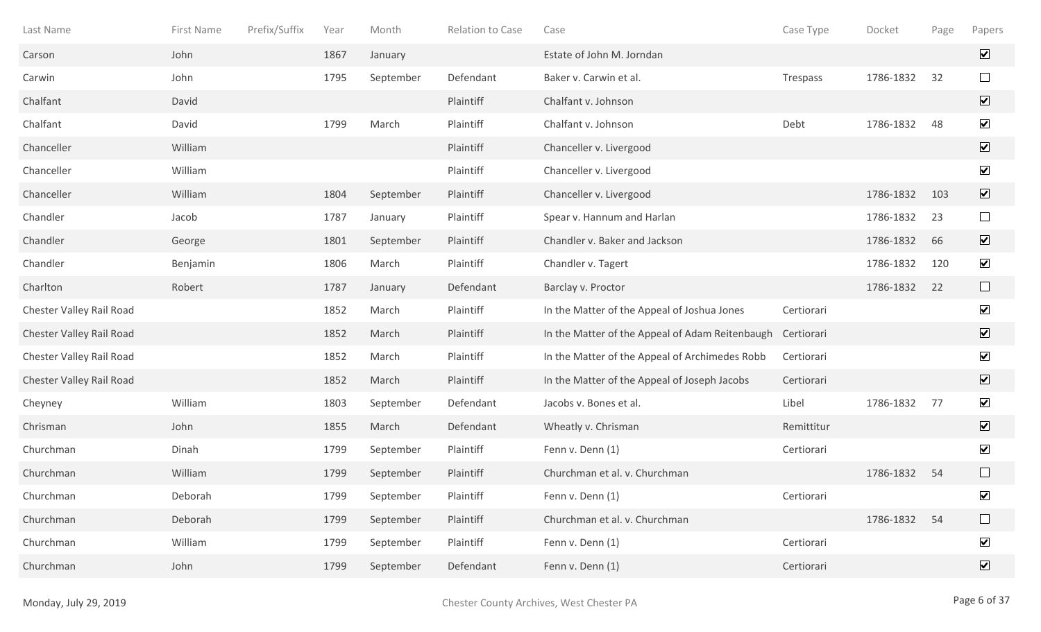| Last Name | First Name | Prefix/Suffix | Year | Month | Relation to Case | Case | Case Type | Docket | Page | Papers |
|---|---|---|---|---|---|---|---|---|---|---|
| Carson | John | | 1867 | January | | Estate of John M. Jorndan | | | | ☑ |
| Carwin | John | | 1795 | September | Defendant | Baker v. Carwin et al. | Trespass | 1786-1832 | 32 | ☐ |
| Chalfant | David | | | | Plaintiff | Chalfant v. Johnson | | | | ☑ |
| Chalfant | David | | 1799 | March | Plaintiff | Chalfant v. Johnson | Debt | 1786-1832 | 48 | ☑ |
| Chanceller | William | | | | Plaintiff | Chanceller v. Livergood | | | | ☑ |
| Chanceller | William | | | | Plaintiff | Chanceller v. Livergood | | | | ☑ |
| Chanceller | William | | 1804 | September | Plaintiff | Chanceller v. Livergood | | 1786-1832 | 103 | ☑ |
| Chandler | Jacob | | 1787 | January | Plaintiff | Spear v. Hannum and Harlan | | 1786-1832 | 23 | ☐ |
| Chandler | George | | 1801 | September | Plaintiff | Chandler v. Baker and Jackson | | 1786-1832 | 66 | ☑ |
| Chandler | Benjamin | | 1806 | March | Plaintiff | Chandler v. Tagert | | 1786-1832 | 120 | ☑ |
| Charlton | Robert | | 1787 | January | Defendant | Barclay v. Proctor | | 1786-1832 | 22 | ☐ |
| Chester Valley Rail Road | | | 1852 | March | Plaintiff | In the Matter of the Appeal of Joshua Jones | Certiorari | | | ☑ |
| Chester Valley Rail Road | | | 1852 | March | Plaintiff | In the Matter of the Appeal of Adam Reitenbaugh | Certiorari | | | ☑ |
| Chester Valley Rail Road | | | 1852 | March | Plaintiff | In the Matter of the Appeal of Archimedes Robb | Certiorari | | | ☑ |
| Chester Valley Rail Road | | | 1852 | March | Plaintiff | In the Matter of the Appeal of Joseph Jacobs | Certiorari | | | ☑ |
| Cheyney | William | | 1803 | September | Defendant | Jacobs v. Bones et al. | Libel | 1786-1832 | 77 | ☑ |
| Chrisman | John | | 1855 | March | Defendant | Wheatly v. Chrisman | Remittitur | | | ☑ |
| Churchman | Dinah | | 1799 | September | Plaintiff | Fenn v. Denn (1) | Certiorari | | | ☑ |
| Churchman | William | | 1799 | September | Plaintiff | Churchman et al. v. Churchman | | 1786-1832 | 54 | ☐ |
| Churchman | Deborah | | 1799 | September | Plaintiff | Fenn v. Denn (1) | Certiorari | | | ☑ |
| Churchman | Deborah | | 1799 | September | Plaintiff | Churchman et al. v. Churchman | | 1786-1832 | 54 | ☐ |
| Churchman | William | | 1799 | September | Plaintiff | Fenn v. Denn (1) | Certiorari | | | ☑ |
| Churchman | John | | 1799 | September | Defendant | Fenn v. Denn (1) | Certiorari | | | ☑ |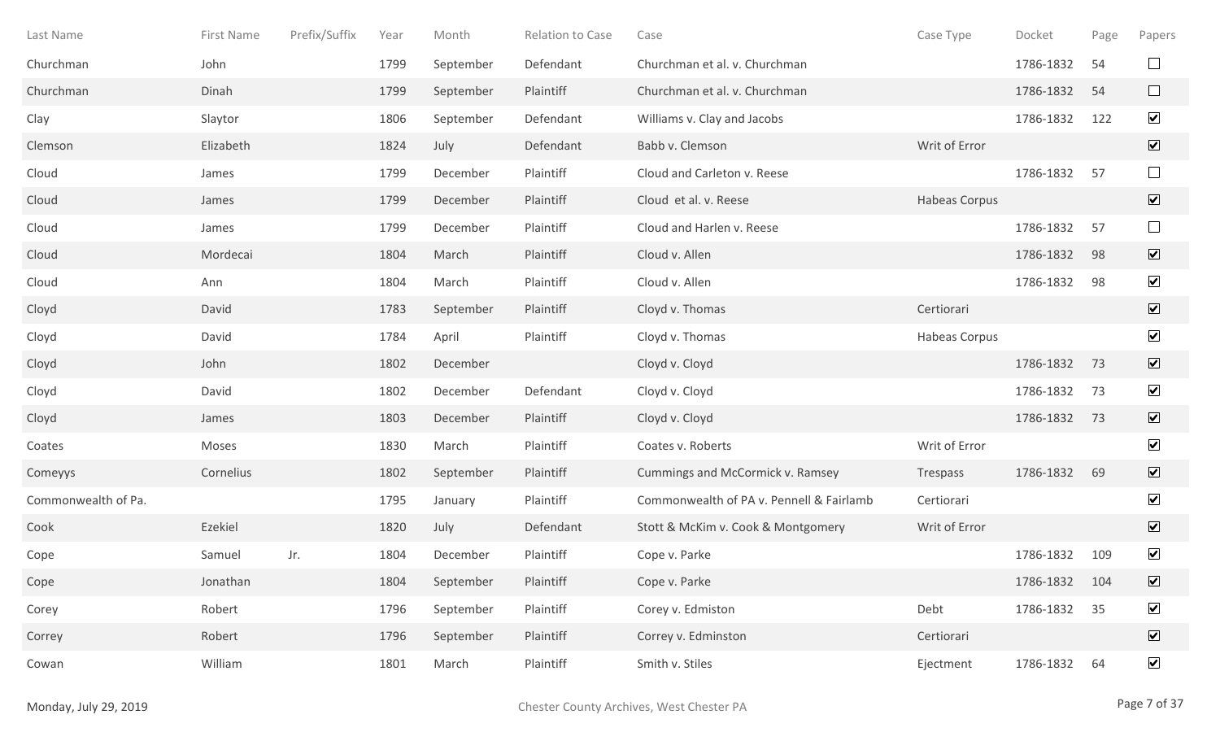| Last Name | First Name | Prefix/Suffix | Year | Month | Relation to Case | Case | Case Type | Docket | Page | Papers |
|---|---|---|---|---|---|---|---|---|---|---|
| Churchman | John | | 1799 | September | Defendant | Churchman et al. v. Churchman | | 1786-1832 | 54 | ☐ |
| Churchman | Dinah | | 1799 | September | Plaintiff | Churchman et al. v. Churchman | | 1786-1832 | 54 | ☐ |
| Clay | Slaytor | | 1806 | September | Defendant | Williams v. Clay and Jacobs | | 1786-1832 | 122 | ☑ |
| Clemson | Elizabeth | | 1824 | July | Defendant | Babb v. Clemson | Writ of Error | | | ☑ |
| Cloud | James | | 1799 | December | Plaintiff | Cloud and Carleton v. Reese | | 1786-1832 | 57 | ☐ |
| Cloud | James | | 1799 | December | Plaintiff | Cloud et al. v. Reese | Habeas Corpus | | | ☑ |
| Cloud | James | | 1799 | December | Plaintiff | Cloud and Harlen v. Reese | | 1786-1832 | 57 | ☐ |
| Cloud | Mordecai | | 1804 | March | Plaintiff | Cloud v. Allen | | 1786-1832 | 98 | ☑ |
| Cloud | Ann | | 1804 | March | Plaintiff | Cloud v. Allen | | 1786-1832 | 98 | ☑ |
| Cloyd | David | | 1783 | September | Plaintiff | Cloyd v. Thomas | Certiorari | | | ☑ |
| Cloyd | David | | 1784 | April | Plaintiff | Cloyd v. Thomas | Habeas Corpus | | | ☑ |
| Cloyd | John | | 1802 | December | | Cloyd v. Cloyd | | 1786-1832 | 73 | ☑ |
| Cloyd | David | | 1802 | December | Defendant | Cloyd v. Cloyd | | 1786-1832 | 73 | ☑ |
| Cloyd | James | | 1803 | December | Plaintiff | Cloyd v. Cloyd | | 1786-1832 | 73 | ☑ |
| Coates | Moses | | 1830 | March | Plaintiff | Coates v. Roberts | Writ of Error | | | ☑ |
| Comeyys | Cornelius | | 1802 | September | Plaintiff | Cummings and McCormick v. Ramsey | Trespass | 1786-1832 | 69 | ☑ |
| Commonwealth of Pa. | | | 1795 | January | Plaintiff | Commonwealth of PA v. Pennell & Fairlamb | Certiorari | | | ☑ |
| Cook | Ezekiel | | 1820 | July | Defendant | Stott & McKim v. Cook & Montgomery | Writ of Error | | | ☑ |
| Cope | Samuel | Jr. | 1804 | December | Plaintiff | Cope v. Parke | | 1786-1832 | 109 | ☑ |
| Cope | Jonathan | | 1804 | September | Plaintiff | Cope v. Parke | | 1786-1832 | 104 | ☑ |
| Corey | Robert | | 1796 | September | Plaintiff | Corey v. Edmiston | Debt | 1786-1832 | 35 | ☑ |
| Correy | Robert | | 1796 | September | Plaintiff | Correy v. Edminston | Certiorari | | | ☑ |
| Cowan | William | | 1801 | March | Plaintiff | Smith v. Stiles | Ejectment | 1786-1832 | 64 | ☑ |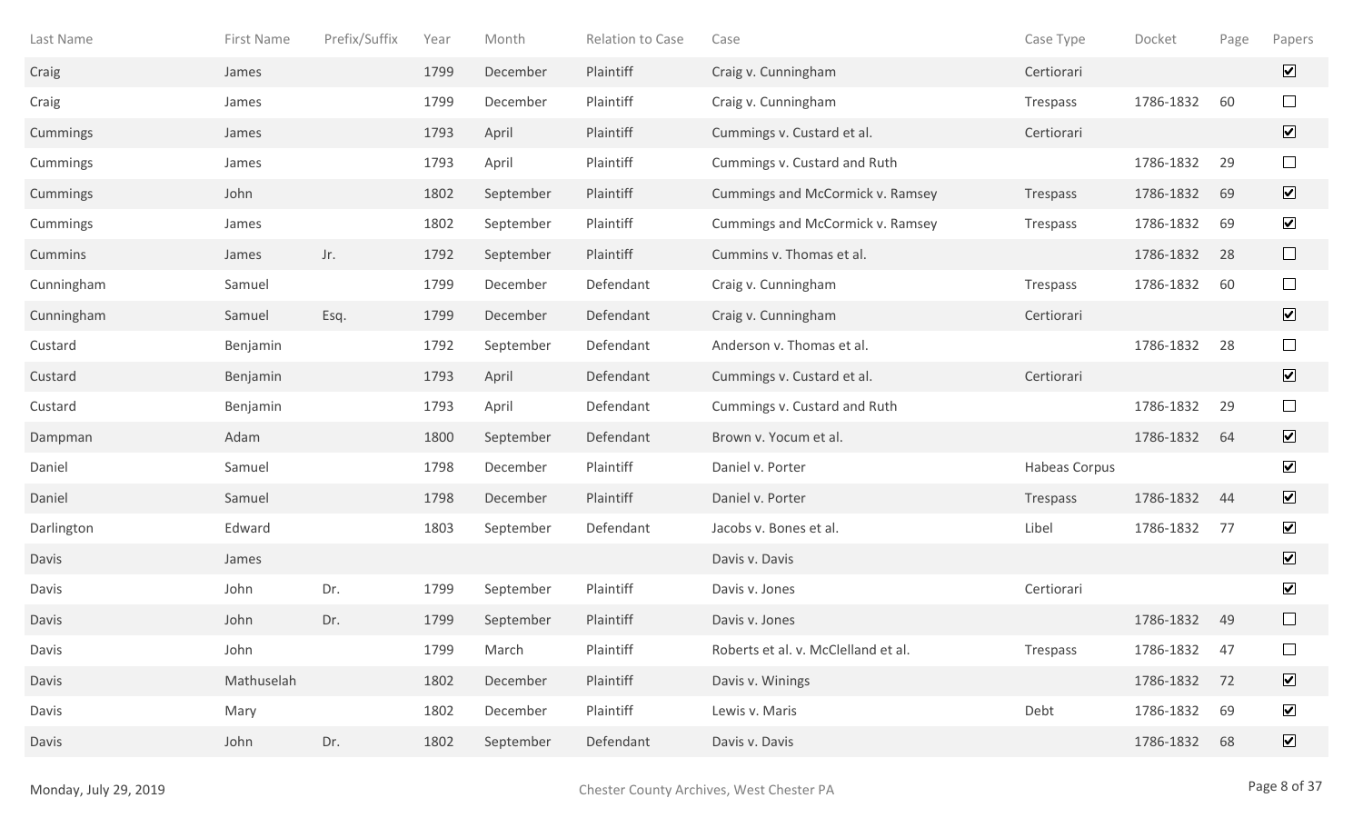| Last Name | First Name | Prefix/Suffix | Year | Month | Relation to Case | Case | Case Type | Docket | Page | Papers |
|---|---|---|---|---|---|---|---|---|---|---|
| Craig | James | | 1799 | December | Plaintiff | Craig v. Cunningham | Certiorari | | | ☑ |
| Craig | James | | 1799 | December | Plaintiff | Craig v. Cunningham | Trespass | 1786-1832 | 60 | ☐ |
| Cummings | James | | 1793 | April | Plaintiff | Cummings v. Custard et al. | Certiorari | | | ☑ |
| Cummings | James | | 1793 | April | Plaintiff | Cummings v. Custard and Ruth | | 1786-1832 | 29 | ☐ |
| Cummings | John | | 1802 | September | Plaintiff | Cummings and McCormick v. Ramsey | Trespass | 1786-1832 | 69 | ☑ |
| Cummings | James | | 1802 | September | Plaintiff | Cummings and McCormick v. Ramsey | Trespass | 1786-1832 | 69 | ☑ |
| Cummins | James | Jr. | 1792 | September | Plaintiff | Cummins v. Thomas et al. | | 1786-1832 | 28 | ☐ |
| Cunningham | Samuel | | 1799 | December | Defendant | Craig v. Cunningham | Trespass | 1786-1832 | 60 | ☐ |
| Cunningham | Samuel | Esq. | 1799 | December | Defendant | Craig v. Cunningham | Certiorari | | | ☑ |
| Custard | Benjamin | | 1792 | September | Defendant | Anderson v. Thomas et al. | | 1786-1832 | 28 | ☐ |
| Custard | Benjamin | | 1793 | April | Defendant | Cummings v. Custard et al. | Certiorari | | | ☑ |
| Custard | Benjamin | | 1793 | April | Defendant | Cummings v. Custard and Ruth | | 1786-1832 | 29 | ☐ |
| Dampman | Adam | | 1800 | September | Defendant | Brown v. Yocum et al. | | 1786-1832 | 64 | ☑ |
| Daniel | Samuel | | 1798 | December | Plaintiff | Daniel v. Porter | Habeas Corpus | | | ☑ |
| Daniel | Samuel | | 1798 | December | Plaintiff | Daniel v. Porter | Trespass | 1786-1832 | 44 | ☑ |
| Darlington | Edward | | 1803 | September | Defendant | Jacobs v. Bones et al. | Libel | 1786-1832 | 77 | ☑ |
| Davis | James | | | | | Davis v. Davis | | | | ☑ |
| Davis | John | Dr. | 1799 | September | Plaintiff | Davis v. Jones | Certiorari | | | ☑ |
| Davis | John | Dr. | 1799 | September | Plaintiff | Davis v. Jones | | 1786-1832 | 49 | ☐ |
| Davis | John | | 1799 | March | Plaintiff | Roberts et al. v. McClelland et al. | Trespass | 1786-1832 | 47 | ☐ |
| Davis | Mathuselah | | 1802 | December | Plaintiff | Davis v. Winings | | 1786-1832 | 72 | ☑ |
| Davis | Mary | | 1802 | December | Plaintiff | Lewis v. Maris | Debt | 1786-1832 | 69 | ☑ |
| Davis | John | Dr. | 1802 | September | Defendant | Davis v. Davis | | 1786-1832 | 68 | ☑ |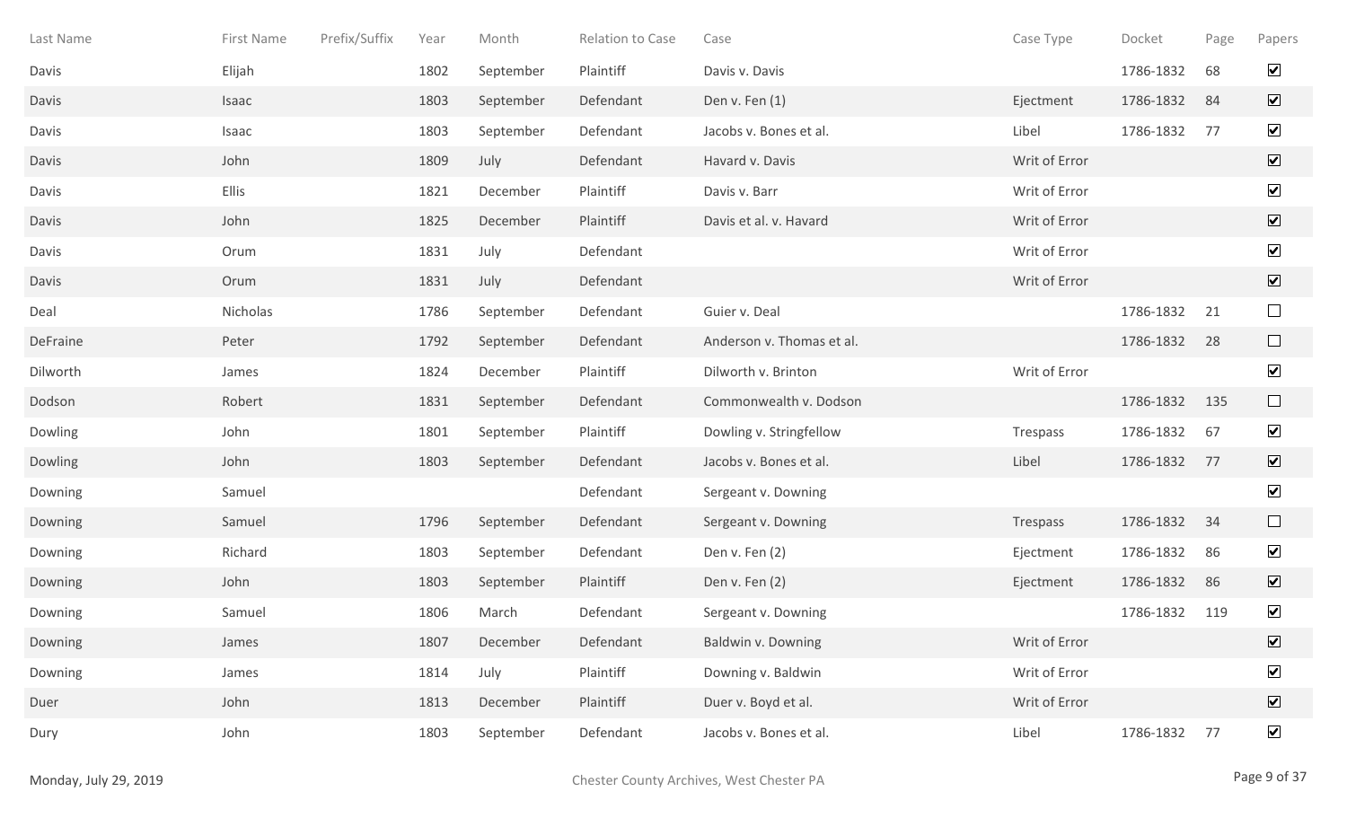| Last Name | First Name | Prefix/Suffix | Year | Month | Relation to Case | Case | Case Type | Docket | Page | Papers |
|---|---|---|---|---|---|---|---|---|---|---|
| Davis | Elijah | | 1802 | September | Plaintiff | Davis v. Davis | | 1786-1832 | 68 | ☑ |
| Davis | Isaac | | 1803 | September | Defendant | Den v. Fen (1) | Ejectment | 1786-1832 | 84 | ☑ |
| Davis | Isaac | | 1803 | September | Defendant | Jacobs v. Bones et al. | Libel | 1786-1832 | 77 | ☑ |
| Davis | John | | 1809 | July | Defendant | Havard v. Davis | Writ of Error | | | ☑ |
| Davis | Ellis | | 1821 | December | Plaintiff | Davis v. Barr | Writ of Error | | | ☑ |
| Davis | John | | 1825 | December | Plaintiff | Davis et al. v. Havard | Writ of Error | | | ☑ |
| Davis | Orum | | 1831 | July | Defendant | | Writ of Error | | | ☑ |
| Davis | Orum | | 1831 | July | Defendant | | Writ of Error | | | ☑ |
| Deal | Nicholas | | 1786 | September | Defendant | Guier v. Deal | | 1786-1832 | 21 | ☐ |
| DeFraine | Peter | | 1792 | September | Defendant | Anderson v. Thomas et al. | | 1786-1832 | 28 | ☐ |
| Dilworth | James | | 1824 | December | Plaintiff | Dilworth v. Brinton | Writ of Error | | | ☑ |
| Dodson | Robert | | 1831 | September | Defendant | Commonwealth v. Dodson | | 1786-1832 | 135 | ☐ |
| Dowling | John | | 1801 | September | Plaintiff | Dowling v. Stringfellow | Trespass | 1786-1832 | 67 | ☑ |
| Dowling | John | | 1803 | September | Defendant | Jacobs v. Bones et al. | Libel | 1786-1832 | 77 | ☑ |
| Downing | Samuel | | | | Defendant | Sergeant v. Downing | | | | ☑ |
| Downing | Samuel | | 1796 | September | Defendant | Sergeant v. Downing | Trespass | 1786-1832 | 34 | ☐ |
| Downing | Richard | | 1803 | September | Defendant | Den v. Fen (2) | Ejectment | 1786-1832 | 86 | ☑ |
| Downing | John | | 1803 | September | Plaintiff | Den v. Fen (2) | Ejectment | 1786-1832 | 86 | ☑ |
| Downing | Samuel | | 1806 | March | Defendant | Sergeant v. Downing | | 1786-1832 | 119 | ☑ |
| Downing | James | | 1807 | December | Defendant | Baldwin v. Downing | Writ of Error | | | ☑ |
| Downing | James | | 1814 | July | Plaintiff | Downing v. Baldwin | Writ of Error | | | ☑ |
| Duer | John | | 1813 | December | Plaintiff | Duer v. Boyd et al. | Writ of Error | | | ☑ |
| Dury | John | | 1803 | September | Defendant | Jacobs v. Bones et al. | Libel | 1786-1832 | 77 | ☑ |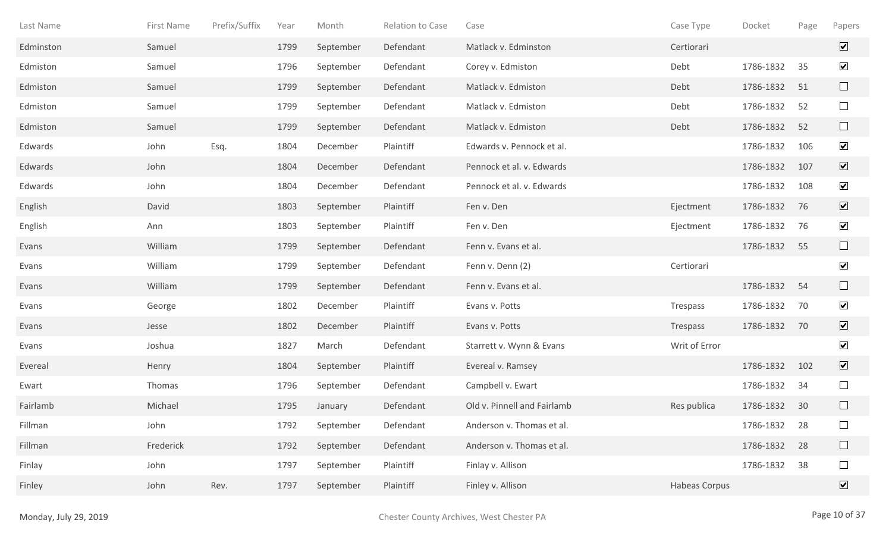| Last Name | First Name | Prefix/Suffix | Year | Month | Relation to Case | Case | Case Type | Docket | Page | Papers |
|---|---|---|---|---|---|---|---|---|---|---|
| Edminston | Samuel | | 1799 | September | Defendant | Matlack v. Edminston | Certiorari | | | ☑ |
| Edmiston | Samuel | | 1796 | September | Defendant | Corey v. Edmiston | Debt | 1786-1832 | 35 | ☑ |
| Edmiston | Samuel | | 1799 | September | Defendant | Matlack v. Edmiston | Debt | 1786-1832 | 51 | ☐ |
| Edmiston | Samuel | | 1799 | September | Defendant | Matlack v. Edmiston | Debt | 1786-1832 | 52 | ☐ |
| Edmiston | Samuel | | 1799 | September | Defendant | Matlack v. Edmiston | Debt | 1786-1832 | 52 | ☐ |
| Edwards | John | Esq. | 1804 | December | Plaintiff | Edwards v. Pennock et al. | | 1786-1832 | 106 | ☑ |
| Edwards | John | | 1804 | December | Defendant | Pennock et al. v. Edwards | | 1786-1832 | 107 | ☑ |
| Edwards | John | | 1804 | December | Defendant | Pennock et al. v. Edwards | | 1786-1832 | 108 | ☑ |
| English | David | | 1803 | September | Plaintiff | Fen v. Den | Ejectment | 1786-1832 | 76 | ☑ |
| English | Ann | | 1803 | September | Plaintiff | Fen v. Den | Ejectment | 1786-1832 | 76 | ☑ |
| Evans | William | | 1799 | September | Defendant | Fenn v. Evans et al. | | 1786-1832 | 55 | ☐ |
| Evans | William | | 1799 | September | Defendant | Fenn v. Denn (2) | Certiorari | | | ☑ |
| Evans | William | | 1799 | September | Defendant | Fenn v. Evans et al. | | 1786-1832 | 54 | ☐ |
| Evans | George | | 1802 | December | Plaintiff | Evans v. Potts | Trespass | 1786-1832 | 70 | ☑ |
| Evans | Jesse | | 1802 | December | Plaintiff | Evans v. Potts | Trespass | 1786-1832 | 70 | ☑ |
| Evans | Joshua | | 1827 | March | Defendant | Starrett v. Wynn & Evans | Writ of Error | | | ☑ |
| Evereal | Henry | | 1804 | September | Plaintiff | Evereal v. Ramsey | | 1786-1832 | 102 | ☑ |
| Ewart | Thomas | | 1796 | September | Defendant | Campbell v. Ewart | | 1786-1832 | 34 | ☐ |
| Fairlamb | Michael | | 1795 | January | Defendant | Old v. Pinnell and Fairlamb | Res publica | 1786-1832 | 30 | ☐ |
| Fillman | John | | 1792 | September | Defendant | Anderson v. Thomas et al. | | 1786-1832 | 28 | ☐ |
| Fillman | Frederick | | 1792 | September | Defendant | Anderson v. Thomas et al. | | 1786-1832 | 28 | ☐ |
| Finlay | John | | 1797 | September | Plaintiff | Finlay v. Allison | | 1786-1832 | 38 | ☐ |
| Finley | John | Rev. | 1797 | September | Plaintiff | Finley v. Allison | Habeas Corpus | | | ☑ |

Monday, July 29, 2019 — Chester County Archives, West Chester PA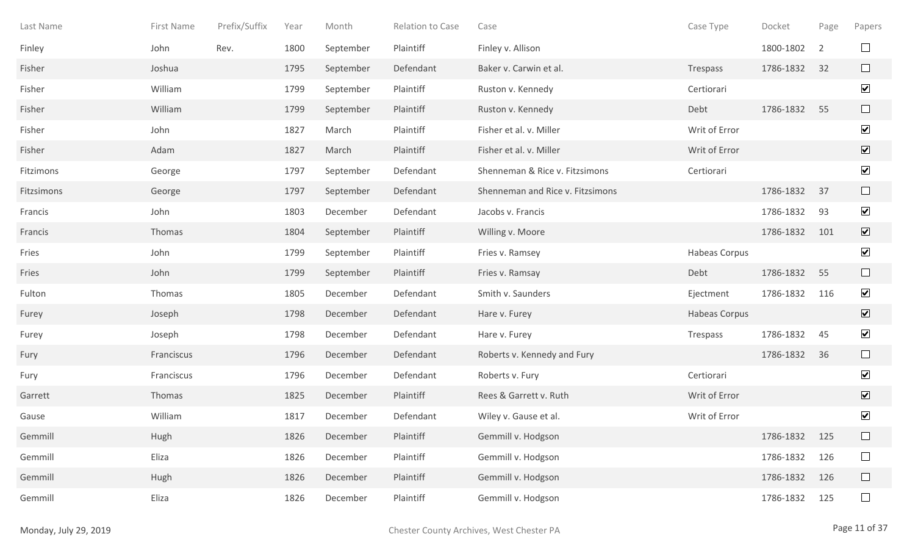| Last Name | First Name | Prefix/Suffix | Year | Month | Relation to Case | Case | Case Type | Docket | Page | Papers |
|---|---|---|---|---|---|---|---|---|---|---|
| Finley | John | Rev. | 1800 | September | Plaintiff | Finley v. Allison | | 1800-1802 | 2 | ☐ |
| Fisher | Joshua | | 1795 | September | Defendant | Baker v. Carwin et al. | Trespass | 1786-1832 | 32 | ☐ |
| Fisher | William | | 1799 | September | Plaintiff | Ruston v. Kennedy | Certiorari | | | ☑ |
| Fisher | William | | 1799 | September | Plaintiff | Ruston v. Kennedy | Debt | 1786-1832 | 55 | ☐ |
| Fisher | John | | 1827 | March | Plaintiff | Fisher et al. v. Miller | Writ of Error | | | ☑ |
| Fisher | Adam | | 1827 | March | Plaintiff | Fisher et al. v. Miller | Writ of Error | | | ☑ |
| Fitzimons | George | | 1797 | September | Defendant | Shenneman & Rice v. Fitzsimons | Certiorari | | | ☑ |
| Fitzsimons | George | | 1797 | September | Defendant | Shenneman and Rice v. Fitzsimons | | 1786-1832 | 37 | ☐ |
| Francis | John | | 1803 | December | Defendant | Jacobs v. Francis | | 1786-1832 | 93 | ☑ |
| Francis | Thomas | | 1804 | September | Plaintiff | Willing v. Moore | | 1786-1832 | 101 | ☑ |
| Fries | John | | 1799 | September | Plaintiff | Fries v. Ramsey | Habeas Corpus | | | ☑ |
| Fries | John | | 1799 | September | Plaintiff | Fries v. Ramsay | Debt | 1786-1832 | 55 | ☐ |
| Fulton | Thomas | | 1805 | December | Defendant | Smith v. Saunders | Ejectment | 1786-1832 | 116 | ☑ |
| Furey | Joseph | | 1798 | December | Defendant | Hare v. Furey | Habeas Corpus | | | ☑ |
| Furey | Joseph | | 1798 | December | Defendant | Hare v. Furey | Trespass | 1786-1832 | 45 | ☑ |
| Fury | Franciscus | | 1796 | December | Defendant | Roberts v. Kennedy and Fury | | 1786-1832 | 36 | ☐ |
| Fury | Franciscus | | 1796 | December | Defendant | Roberts v. Fury | Certiorari | | | ☑ |
| Garrett | Thomas | | 1825 | December | Plaintiff | Rees & Garrett v. Ruth | Writ of Error | | | ☑ |
| Gause | William | | 1817 | December | Defendant | Wiley v. Gause et al. | Writ of Error | | | ☑ |
| Gemmill | Hugh | | 1826 | December | Plaintiff | Gemmill v. Hodgson | | 1786-1832 | 125 | ☐ |
| Gemmill | Eliza | | 1826 | December | Plaintiff | Gemmill v. Hodgson | | 1786-1832 | 126 | ☐ |
| Gemmill | Hugh | | 1826 | December | Plaintiff | Gemmill v. Hodgson | | 1786-1832 | 126 | ☐ |
| Gemmill | Eliza | | 1826 | December | Plaintiff | Gemmill v. Hodgson | | 1786-1832 | 125 | ☐ |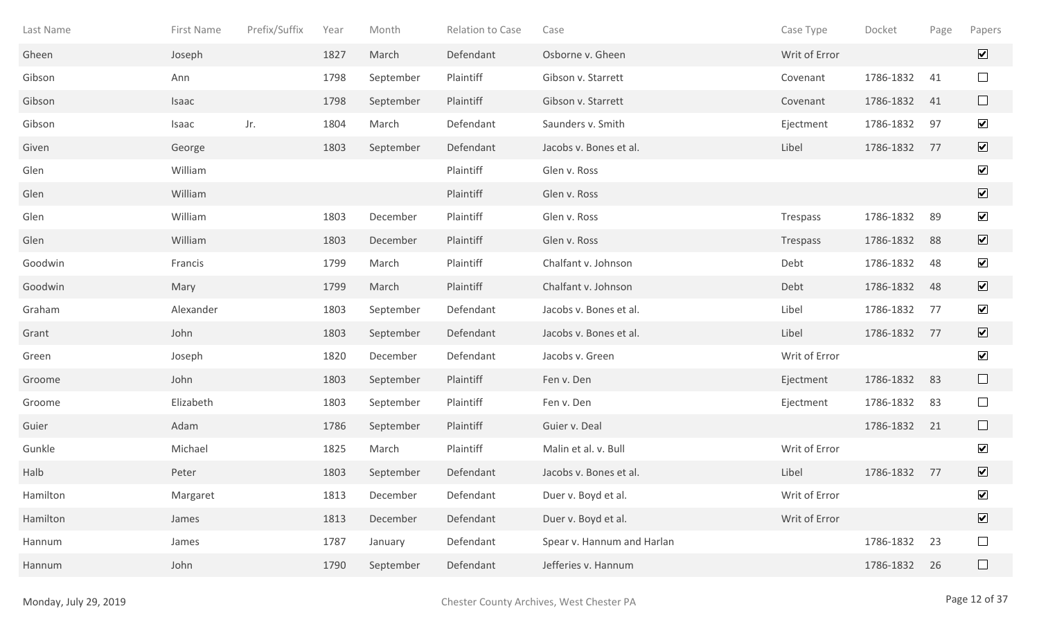| Last Name | First Name | Prefix/Suffix | Year | Month | Relation to Case | Case | Case Type | Docket | Page | Papers |
|---|---|---|---|---|---|---|---|---|---|---|
| Gheen | Joseph | | 1827 | March | Defendant | Osborne v. Gheen | Writ of Error | | | ☑ |
| Gibson | Ann | | 1798 | September | Plaintiff | Gibson v. Starrett | Covenant | 1786-1832 | 41 | ☐ |
| Gibson | Isaac | | 1798 | September | Plaintiff | Gibson v. Starrett | Covenant | 1786-1832 | 41 | ☐ |
| Gibson | Isaac | Jr. | 1804 | March | Defendant | Saunders v. Smith | Ejectment | 1786-1832 | 97 | ☑ |
| Given | George | | 1803 | September | Defendant | Jacobs v. Bones et al. | Libel | 1786-1832 | 77 | ☑ |
| Glen | William | | | | Plaintiff | Glen v. Ross | | | | ☑ |
| Glen | William | | | | Plaintiff | Glen v. Ross | | | | ☑ |
| Glen | William | | 1803 | December | Plaintiff | Glen v. Ross | Trespass | 1786-1832 | 89 | ☑ |
| Glen | William | | 1803 | December | Plaintiff | Glen v. Ross | Trespass | 1786-1832 | 88 | ☑ |
| Goodwin | Francis | | 1799 | March | Plaintiff | Chalfant v. Johnson | Debt | 1786-1832 | 48 | ☑ |
| Goodwin | Mary | | 1799 | March | Plaintiff | Chalfant v. Johnson | Debt | 1786-1832 | 48 | ☑ |
| Graham | Alexander | | 1803 | September | Defendant | Jacobs v. Bones et al. | Libel | 1786-1832 | 77 | ☑ |
| Grant | John | | 1803 | September | Defendant | Jacobs v. Bones et al. | Libel | 1786-1832 | 77 | ☑ |
| Green | Joseph | | 1820 | December | Defendant | Jacobs v. Green | Writ of Error | | | ☑ |
| Groome | John | | 1803 | September | Plaintiff | Fen v. Den | Ejectment | 1786-1832 | 83 | ☐ |
| Groome | Elizabeth | | 1803 | September | Plaintiff | Fen v. Den | Ejectment | 1786-1832 | 83 | ☐ |
| Guier | Adam | | 1786 | September | Plaintiff | Guier v. Deal | | 1786-1832 | 21 | ☐ |
| Gunkle | Michael | | 1825 | March | Plaintiff | Malin et al. v. Bull | Writ of Error | | | ☑ |
| Halb | Peter | | 1803 | September | Defendant | Jacobs v. Bones et al. | Libel | 1786-1832 | 77 | ☑ |
| Hamilton | Margaret | | 1813 | December | Defendant | Duer v. Boyd et al. | Writ of Error | | | ☑ |
| Hamilton | James | | 1813 | December | Defendant | Duer v. Boyd et al. | Writ of Error | | | ☑ |
| Hannum | James | | 1787 | January | Defendant | Spear v. Hannum and Harlan | | 1786-1832 | 23 | ☐ |
| Hannum | John | | 1790 | September | Defendant | Jefferies v. Hannum | | 1786-1832 | 26 | ☐ |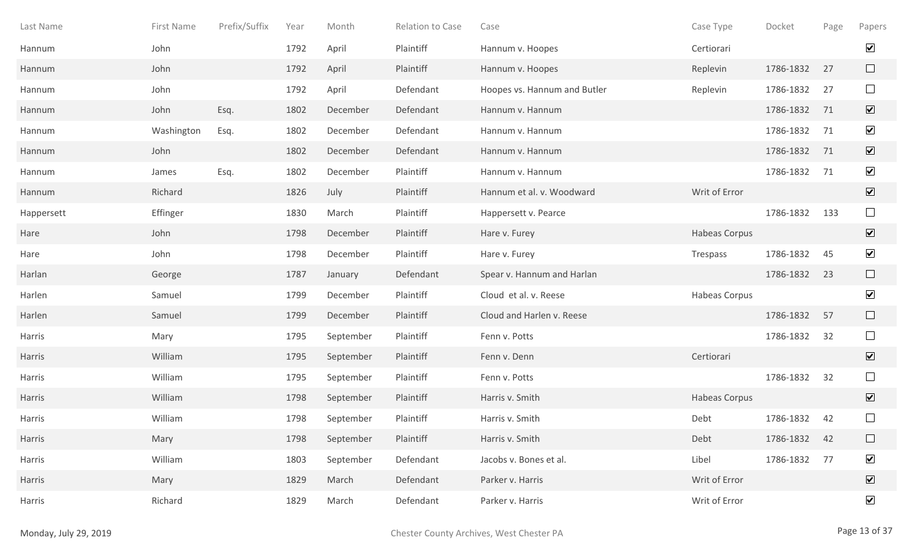| Last Name | First Name | Prefix/Suffix | Year | Month | Relation to Case | Case | Case Type | Docket | Page | Papers |
|---|---|---|---|---|---|---|---|---|---|---|
| Hannum | John | | 1792 | April | Plaintiff | Hannum v. Hoopes | Certiorari | | | ☑ |
| Hannum | John | | 1792 | April | Plaintiff | Hannum v. Hoopes | Replevin | 1786-1832 | 27 | ☐ |
| Hannum | John | | 1792 | April | Defendant | Hoopes vs. Hannum and Butler | Replevin | 1786-1832 | 27 | ☐ |
| Hannum | John | Esq. | 1802 | December | Defendant | Hannum v. Hannum | | 1786-1832 | 71 | ☑ |
| Hannum | Washington | Esq. | 1802 | December | Defendant | Hannum v. Hannum | | 1786-1832 | 71 | ☑ |
| Hannum | John | | 1802 | December | Defendant | Hannum v. Hannum | | 1786-1832 | 71 | ☑ |
| Hannum | James | Esq. | 1802 | December | Plaintiff | Hannum v. Hannum | | 1786-1832 | 71 | ☑ |
| Hannum | Richard | | 1826 | July | Plaintiff | Hannum et al. v. Woodward | Writ of Error | | | ☑ |
| Happersett | Effinger | | 1830 | March | Plaintiff | Happersett v. Pearce | | 1786-1832 | 133 | ☐ |
| Hare | John | | 1798 | December | Plaintiff | Hare v. Furey | Habeas Corpus | | | ☑ |
| Hare | John | | 1798 | December | Plaintiff | Hare v. Furey | Trespass | 1786-1832 | 45 | ☑ |
| Harlan | George | | 1787 | January | Defendant | Spear v. Hannum and Harlan | | 1786-1832 | 23 | ☐ |
| Harlen | Samuel | | 1799 | December | Plaintiff | Cloud et al. v. Reese | Habeas Corpus | | | ☑ |
| Harlen | Samuel | | 1799 | December | Plaintiff | Cloud and Harlen v. Reese | | 1786-1832 | 57 | ☐ |
| Harris | Mary | | 1795 | September | Plaintiff | Fenn v. Potts | | 1786-1832 | 32 | ☐ |
| Harris | William | | 1795 | September | Plaintiff | Fenn v. Denn | Certiorari | | | ☑ |
| Harris | William | | 1795 | September | Plaintiff | Fenn v. Potts | | 1786-1832 | 32 | ☐ |
| Harris | William | | 1798 | September | Plaintiff | Harris v. Smith | Habeas Corpus | | | ☑ |
| Harris | William | | 1798 | September | Plaintiff | Harris v. Smith | Debt | 1786-1832 | 42 | ☐ |
| Harris | Mary | | 1798 | September | Plaintiff | Harris v. Smith | Debt | 1786-1832 | 42 | ☐ |
| Harris | William | | 1803 | September | Defendant | Jacobs v. Bones et al. | Libel | 1786-1832 | 77 | ☑ |
| Harris | Mary | | 1829 | March | Defendant | Parker v. Harris | Writ of Error | | | ☑ |
| Harris | Richard | | 1829 | March | Defendant | Parker v. Harris | Writ of Error | | | ☑ |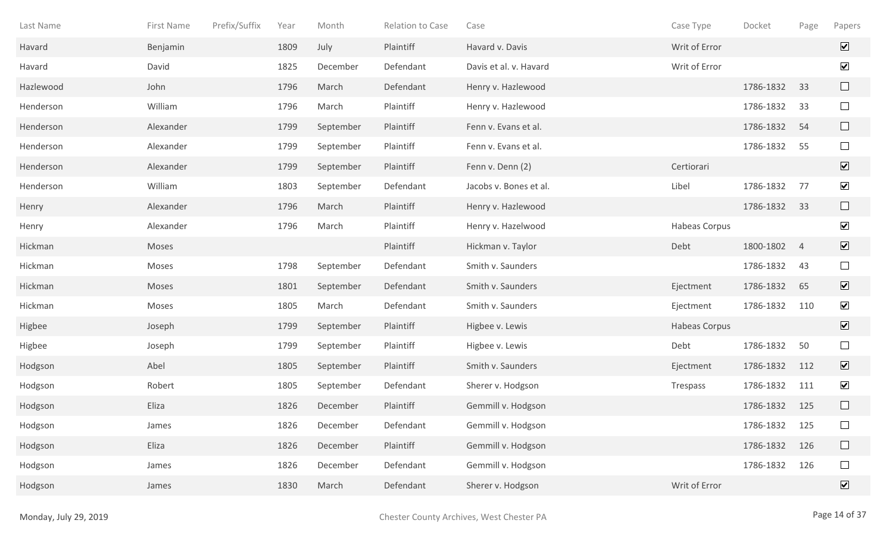| Last Name | First Name | Prefix/Suffix | Year | Month | Relation to Case | Case | Case Type | Docket | Page | Papers |
|---|---|---|---|---|---|---|---|---|---|---|
| Havard | Benjamin | | 1809 | July | Plaintiff | Havard v. Davis | Writ of Error | | | ☑ |
| Havard | David | | 1825 | December | Defendant | Davis et al. v. Havard | Writ of Error | | | ☑ |
| Hazlewood | John | | 1796 | March | Defendant | Henry v. Hazlewood | | 1786-1832 | 33 | ☐ |
| Henderson | William | | 1796 | March | Plaintiff | Henry v. Hazlewood | | 1786-1832 | 33 | ☐ |
| Henderson | Alexander | | 1799 | September | Plaintiff | Fenn v. Evans et al. | | 1786-1832 | 54 | ☐ |
| Henderson | Alexander | | 1799 | September | Plaintiff | Fenn v. Evans et al. | | 1786-1832 | 55 | ☐ |
| Henderson | Alexander | | 1799 | September | Plaintiff | Fenn v. Denn (2) | Certiorari | | | ☑ |
| Henderson | William | | 1803 | September | Defendant | Jacobs v. Bones et al. | Libel | 1786-1832 | 77 | ☑ |
| Henry | Alexander | | 1796 | March | Plaintiff | Henry v. Hazlewood | | 1786-1832 | 33 | ☐ |
| Henry | Alexander | | 1796 | March | Plaintiff | Henry v. Hazelwood | Habeas Corpus | | | ☑ |
| Hickman | Moses | | | | Plaintiff | Hickman v. Taylor | Debt | 1800-1802 | 4 | ☑ |
| Hickman | Moses | | 1798 | September | Defendant | Smith v. Saunders | | 1786-1832 | 43 | ☐ |
| Hickman | Moses | | 1801 | September | Defendant | Smith v. Saunders | Ejectment | 1786-1832 | 65 | ☑ |
| Hickman | Moses | | 1805 | March | Defendant | Smith v. Saunders | Ejectment | 1786-1832 | 110 | ☑ |
| Higbee | Joseph | | 1799 | September | Plaintiff | Higbee v. Lewis | Habeas Corpus | | | ☑ |
| Higbee | Joseph | | 1799 | September | Plaintiff | Higbee v. Lewis | Debt | 1786-1832 | 50 | ☐ |
| Hodgson | Abel | | 1805 | September | Plaintiff | Smith v. Saunders | Ejectment | 1786-1832 | 112 | ☑ |
| Hodgson | Robert | | 1805 | September | Defendant | Sherer v. Hodgson | Trespass | 1786-1832 | 111 | ☑ |
| Hodgson | Eliza | | 1826 | December | Plaintiff | Gemmill v. Hodgson | | 1786-1832 | 125 | ☐ |
| Hodgson | James | | 1826 | December | Defendant | Gemmill v. Hodgson | | 1786-1832 | 125 | ☐ |
| Hodgson | Eliza | | 1826 | December | Plaintiff | Gemmill v. Hodgson | | 1786-1832 | 126 | ☐ |
| Hodgson | James | | 1826 | December | Defendant | Gemmill v. Hodgson | | 1786-1832 | 126 | ☐ |
| Hodgson | James | | 1830 | March | Defendant | Sherer v. Hodgson | Writ of Error | | | ☑ |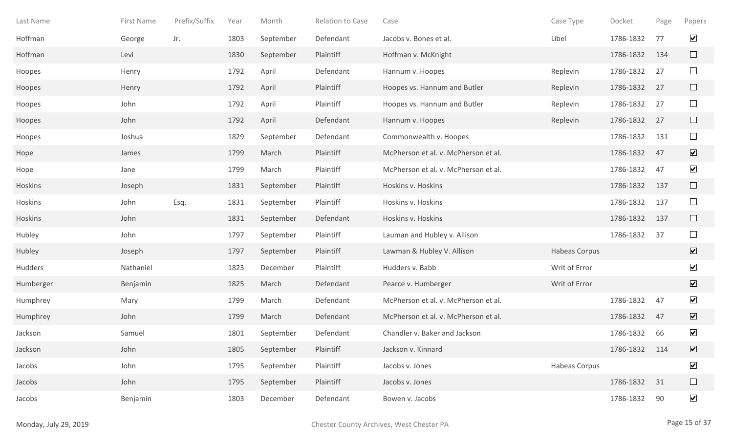| Last Name | First Name | Prefix/Suffix | Year | Month | Relation to Case | Case | Case Type | Docket | Page | Papers |
|---|---|---|---|---|---|---|---|---|---|---|
| Hoffman | George | Jr. | 1803 | September | Defendant | Jacobs v. Bones et al. | Libel | 1786-1832 | 77 | ☑ |
| Hoffman | Levi | | 1830 | September | Plaintiff | Hoffman v. McKnight | | 1786-1832 | 134 | ☐ |
| Hoopes | Henry | | 1792 | April | Defendant | Hannum v. Hoopes | Replevin | 1786-1832 | 27 | ☐ |
| Hoopes | Henry | | 1792 | April | Plaintiff | Hoopes vs. Hannum and Butler | Replevin | 1786-1832 | 27 | ☐ |
| Hoopes | John | | 1792 | April | Plaintiff | Hoopes vs. Hannum and Butler | Replevin | 1786-1832 | 27 | ☐ |
| Hoopes | John | | 1792 | April | Defendant | Hannum v. Hoopes | Replevin | 1786-1832 | 27 | ☐ |
| Hoopes | Joshua | | 1829 | September | Defendant | Commonwealth v. Hoopes | | 1786-1832 | 131 | ☐ |
| Hope | James | | 1799 | March | Plaintiff | McPherson et al. v. McPherson et al. | | 1786-1832 | 47 | ☑ |
| Hope | Jane | | 1799 | March | Plaintiff | McPherson et al. v. McPherson et al. | | 1786-1832 | 47 | ☑ |
| Hoskins | Joseph | | 1831 | September | Plaintiff | Hoskins v. Hoskins | | 1786-1832 | 137 | ☐ |
| Hoskins | John | Esq. | 1831 | September | Plaintiff | Hoskins v. Hoskins | | 1786-1832 | 137 | ☐ |
| Hoskins | John | | 1831 | September | Defendant | Hoskins v. Hoskins | | 1786-1832 | 137 | ☐ |
| Hubley | John | | 1797 | September | Plaintiff | Lauman and Hubley v. Allison | | 1786-1832 | 37 | ☐ |
| Hubley | Joseph | | 1797 | September | Plaintiff | Lawman & Hubley V. Allison | Habeas Corpus | | | ☑ |
| Hudders | Nathaniel | | 1823 | December | Plaintiff | Hudders v. Babb | Writ of Error | | | ☑ |
| Humberger | Benjamin | | 1825 | March | Defendant | Pearce v. Humberger | Writ of Error | | | ☑ |
| Humphrey | Mary | | 1799 | March | Defendant | McPherson et al. v. McPherson et al. | | 1786-1832 | 47 | ☑ |
| Humphrey | John | | 1799 | March | Defendant | McPherson et al. v. McPherson et al. | | 1786-1832 | 47 | ☑ |
| Jackson | Samuel | | 1801 | September | Defendant | Chandler v. Baker and Jackson | | 1786-1832 | 66 | ☑ |
| Jackson | John | | 1805 | September | Plaintiff | Jackson v. Kinnard | | 1786-1832 | 114 | ☑ |
| Jacobs | John | | 1795 | September | Plaintiff | Jacobs v. Jones | Habeas Corpus | | | ☑ |
| Jacobs | John | | 1795 | September | Plaintiff | Jacobs v. Jones | | 1786-1832 | 31 | ☐ |
| Jacobs | Benjamin | | 1803 | December | Defendant | Bowen v. Jacobs | | 1786-1832 | 90 | ☑ |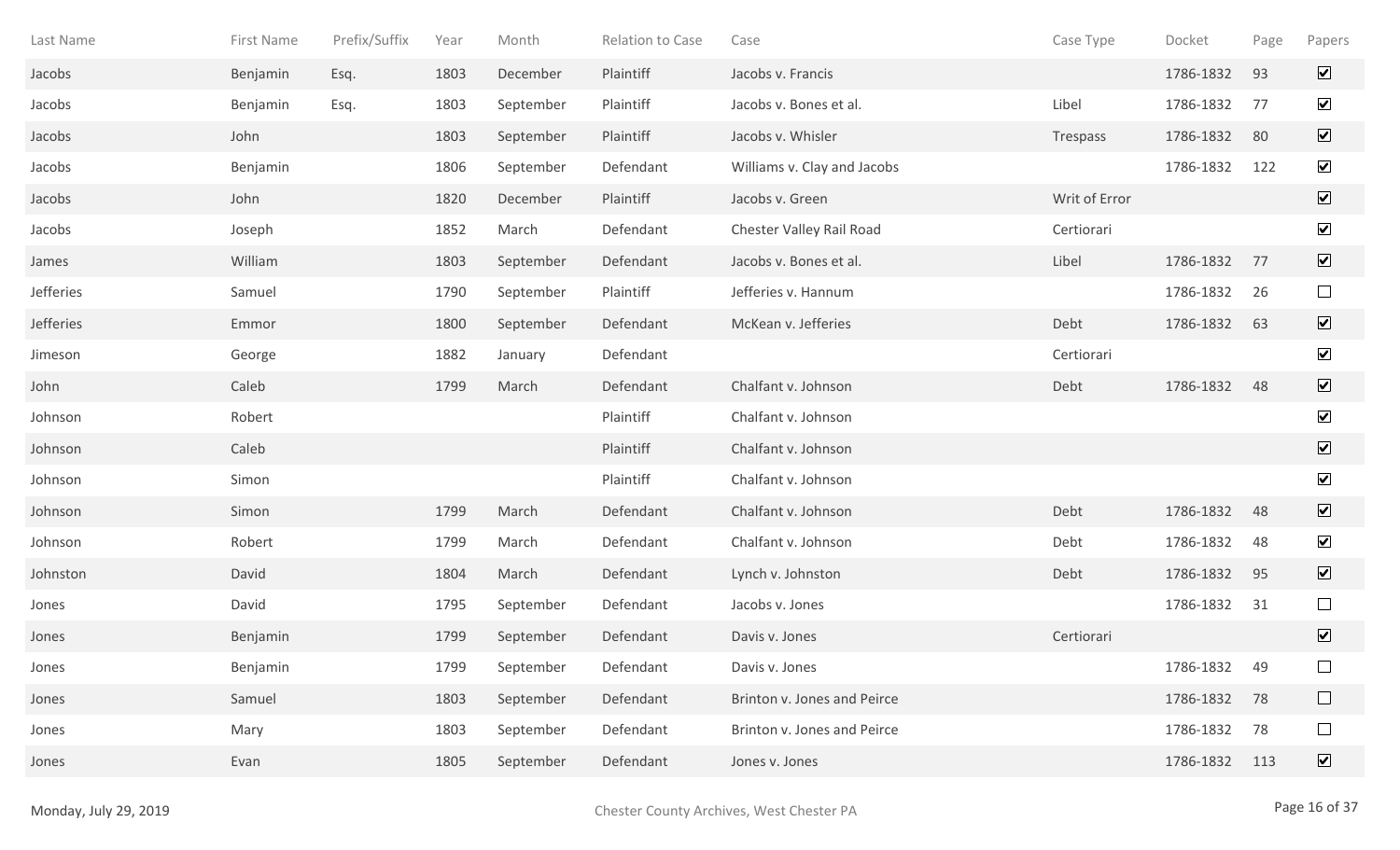| Last Name | First Name | Prefix/Suffix | Year | Month | Relation to Case | Case | Case Type | Docket | Page | Papers |
|---|---|---|---|---|---|---|---|---|---|---|
| Jacobs | Benjamin | Esq. | 1803 | December | Plaintiff | Jacobs v. Francis | | 1786-1832 | 93 | ☑ |
| Jacobs | Benjamin | Esq. | 1803 | September | Plaintiff | Jacobs v. Bones et al. | Libel | 1786-1832 | 77 | ☑ |
| Jacobs | John | | 1803 | September | Plaintiff | Jacobs v. Whisler | Trespass | 1786-1832 | 80 | ☑ |
| Jacobs | Benjamin | | 1806 | September | Defendant | Williams v. Clay and Jacobs | | 1786-1832 | 122 | ☑ |
| Jacobs | John | | 1820 | December | Plaintiff | Jacobs v. Green | Writ of Error | | | ☑ |
| Jacobs | Joseph | | 1852 | March | Defendant | Chester Valley Rail Road | Certiorari | | | ☑ |
| James | William | | 1803 | September | Defendant | Jacobs v. Bones et al. | Libel | 1786-1832 | 77 | ☑ |
| Jefferies | Samuel | | 1790 | September | Plaintiff | Jefferies v. Hannum | | 1786-1832 | 26 | ☐ |
| Jefferies | Emmor | | 1800 | September | Defendant | McKean v. Jefferies | Debt | 1786-1832 | 63 | ☑ |
| Jimeson | George | | 1882 | January | Defendant | | Certiorari | | | ☑ |
| John | Caleb | | 1799 | March | Defendant | Chalfant v. Johnson | Debt | 1786-1832 | 48 | ☑ |
| Johnson | Robert | | | | Plaintiff | Chalfant v. Johnson | | | | ☑ |
| Johnson | Caleb | | | | Plaintiff | Chalfant v. Johnson | | | | ☑ |
| Johnson | Simon | | | | Plaintiff | Chalfant v. Johnson | | | | ☑ |
| Johnson | Simon | | 1799 | March | Defendant | Chalfant v. Johnson | Debt | 1786-1832 | 48 | ☑ |
| Johnson | Robert | | 1799 | March | Defendant | Chalfant v. Johnson | Debt | 1786-1832 | 48 | ☑ |
| Johnston | David | | 1804 | March | Defendant | Lynch v. Johnston | Debt | 1786-1832 | 95 | ☑ |
| Jones | David | | 1795 | September | Defendant | Jacobs v. Jones | | 1786-1832 | 31 | ☐ |
| Jones | Benjamin | | 1799 | September | Defendant | Davis v. Jones | Certiorari | | | ☑ |
| Jones | Benjamin | | 1799 | September | Defendant | Davis v. Jones | | 1786-1832 | 49 | ☐ |
| Jones | Samuel | | 1803 | September | Defendant | Brinton v. Jones and Peirce | | 1786-1832 | 78 | ☐ |
| Jones | Mary | | 1803 | September | Defendant | Brinton v. Jones and Peirce | | 1786-1832 | 78 | ☐ |
| Jones | Evan | | 1805 | September | Defendant | Jones v. Jones | | 1786-1832 | 113 | ☑ |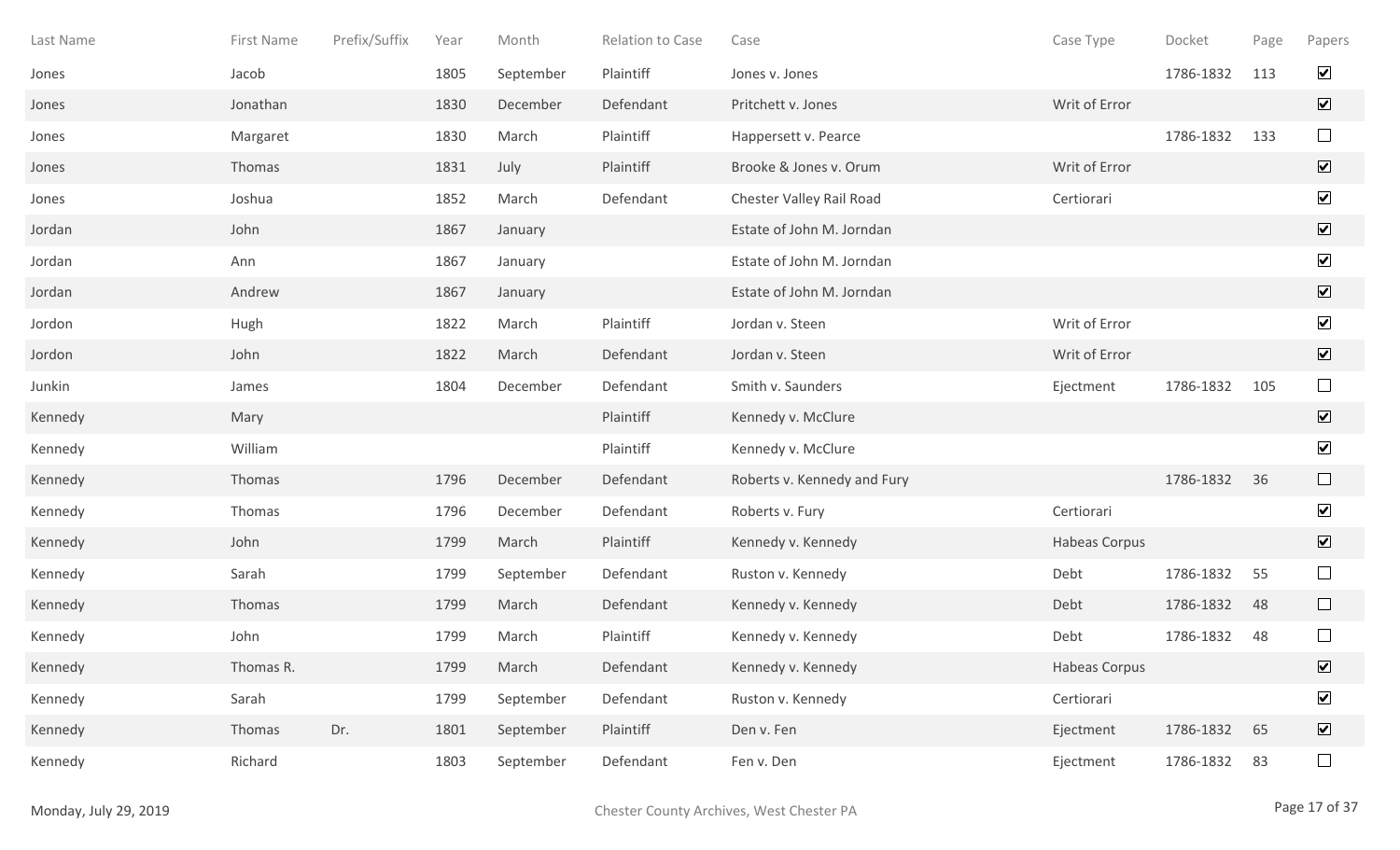| Last Name | First Name | Prefix/Suffix | Year | Month | Relation to Case | Case | Case Type | Docket | Page | Papers |
|---|---|---|---|---|---|---|---|---|---|---|
| Jones | Jacob | | 1805 | September | Plaintiff | Jones v. Jones | | 1786-1832 | 113 | ☑ |
| Jones | Jonathan | | 1830 | December | Defendant | Pritchett v. Jones | Writ of Error | | | ☑ |
| Jones | Margaret | | 1830 | March | Plaintiff | Happersett v. Pearce | | 1786-1832 | 133 | ☐ |
| Jones | Thomas | | 1831 | July | Plaintiff | Brooke & Jones v. Orum | Writ of Error | | | ☑ |
| Jones | Joshua | | 1852 | March | Defendant | Chester Valley Rail Road | Certiorari | | | ☑ |
| Jordan | John | | 1867 | January | | Estate of John M. Jorndan | | | | ☑ |
| Jordan | Ann | | 1867 | January | | Estate of John M. Jorndan | | | | ☑ |
| Jordan | Andrew | | 1867 | January | | Estate of John M. Jorndan | | | | ☑ |
| Jordon | Hugh | | 1822 | March | Plaintiff | Jordan v. Steen | Writ of Error | | | ☑ |
| Jordon | John | | 1822 | March | Defendant | Jordan v. Steen | Writ of Error | | | ☑ |
| Junkin | James | | 1804 | December | Defendant | Smith v. Saunders | Ejectment | 1786-1832 | 105 | ☐ |
| Kennedy | Mary | | | | Plaintiff | Kennedy v. McClure | | | | ☑ |
| Kennedy | William | | | | Plaintiff | Kennedy v. McClure | | | | ☑ |
| Kennedy | Thomas | | 1796 | December | Defendant | Roberts v. Kennedy and Fury | | 1786-1832 | 36 | ☐ |
| Kennedy | Thomas | | 1796 | December | Defendant | Roberts v. Fury | Certiorari | | | ☑ |
| Kennedy | John | | 1799 | March | Plaintiff | Kennedy v. Kennedy | Habeas Corpus | | | ☑ |
| Kennedy | Sarah | | 1799 | September | Defendant | Ruston v. Kennedy | Debt | 1786-1832 | 55 | ☐ |
| Kennedy | Thomas | | 1799 | March | Defendant | Kennedy v. Kennedy | Debt | 1786-1832 | 48 | ☐ |
| Kennedy | John | | 1799 | March | Plaintiff | Kennedy v. Kennedy | Debt | 1786-1832 | 48 | ☐ |
| Kennedy | Thomas R. | | 1799 | March | Defendant | Kennedy v. Kennedy | Habeas Corpus | | | ☑ |
| Kennedy | Sarah | | 1799 | September | Defendant | Ruston v. Kennedy | Certiorari | | | ☑ |
| Kennedy | Thomas | Dr. | 1801 | September | Plaintiff | Den v. Fen | Ejectment | 1786-1832 | 65 | ☑ |
| Kennedy | Richard | | 1803 | September | Defendant | Fen v. Den | Ejectment | 1786-1832 | 83 | ☐ |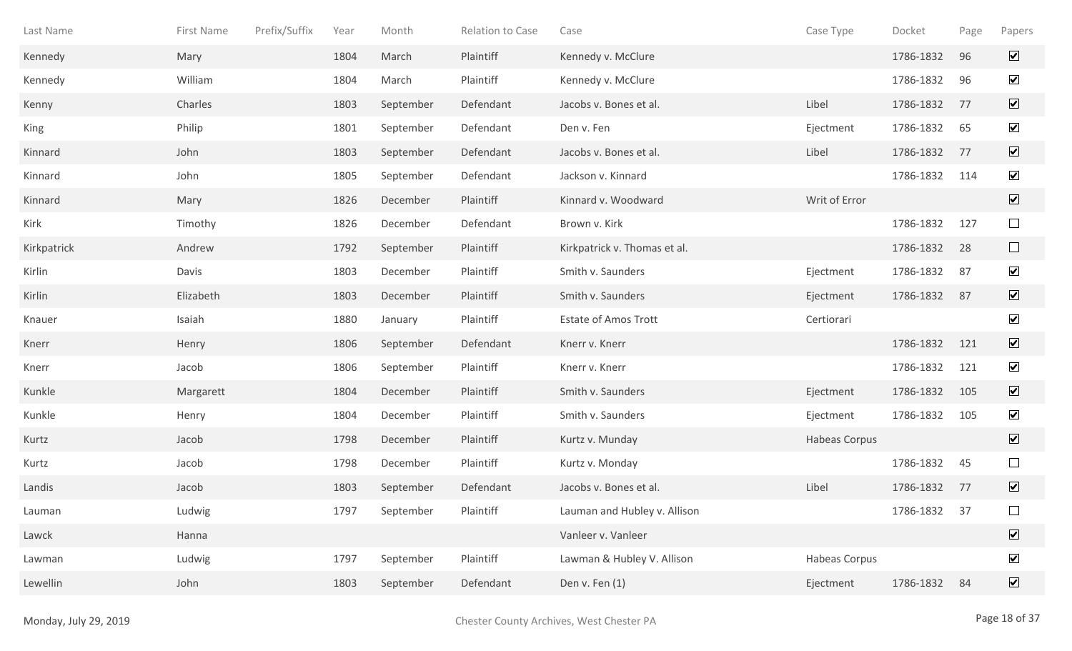| Last Name | First Name | Prefix/Suffix | Year | Month | Relation to Case | Case | Case Type | Docket | Page | Papers |
|---|---|---|---|---|---|---|---|---|---|---|
| Kennedy | Mary | | 1804 | March | Plaintiff | Kennedy v. McClure | | 1786-1832 | 96 | ☑ |
| Kennedy | William | | 1804 | March | Plaintiff | Kennedy v. McClure | | 1786-1832 | 96 | ☑ |
| Kenny | Charles | | 1803 | September | Defendant | Jacobs v. Bones et al. | Libel | 1786-1832 | 77 | ☑ |
| King | Philip | | 1801 | September | Defendant | Den v. Fen | Ejectment | 1786-1832 | 65 | ☑ |
| Kinnard | John | | 1803 | September | Defendant | Jacobs v. Bones et al. | Libel | 1786-1832 | 77 | ☑ |
| Kinnard | John | | 1805 | September | Defendant | Jackson v. Kinnard | | 1786-1832 | 114 | ☑ |
| Kinnard | Mary | | 1826 | December | Plaintiff | Kinnard v. Woodward | Writ of Error | | | ☑ |
| Kirk | Timothy | | 1826 | December | Defendant | Brown v. Kirk | | 1786-1832 | 127 | ☐ |
| Kirkpatrick | Andrew | | 1792 | September | Plaintiff | Kirkpatrick v. Thomas et al. | | 1786-1832 | 28 | ☐ |
| Kirlin | Davis | | 1803 | December | Plaintiff | Smith v. Saunders | Ejectment | 1786-1832 | 87 | ☑ |
| Kirlin | Elizabeth | | 1803 | December | Plaintiff | Smith v. Saunders | Ejectment | 1786-1832 | 87 | ☑ |
| Knauer | Isaiah | | 1880 | January | Plaintiff | Estate of Amos Trott | Certiorari | | | ☑ |
| Knerr | Henry | | 1806 | September | Defendant | Knerr v. Knerr | | 1786-1832 | 121 | ☑ |
| Knerr | Jacob | | 1806 | September | Plaintiff | Knerr v. Knerr | | 1786-1832 | 121 | ☑ |
| Kunkle | Margarett | | 1804 | December | Plaintiff | Smith v. Saunders | Ejectment | 1786-1832 | 105 | ☑ |
| Kunkle | Henry | | 1804 | December | Plaintiff | Smith v. Saunders | Ejectment | 1786-1832 | 105 | ☑ |
| Kurtz | Jacob | | 1798 | December | Plaintiff | Kurtz v. Munday | Habeas Corpus | | | ☑ |
| Kurtz | Jacob | | 1798 | December | Plaintiff | Kurtz v. Monday | | 1786-1832 | 45 | ☐ |
| Landis | Jacob | | 1803 | September | Defendant | Jacobs v. Bones et al. | Libel | 1786-1832 | 77 | ☑ |
| Lauman | Ludwig | | 1797 | September | Plaintiff | Lauman and Hubley v. Allison | | 1786-1832 | 37 | ☐ |
| Lawck | Hanna | | | | | Vanleer v. Vanleer | | | | ☑ |
| Lawman | Ludwig | | 1797 | September | Plaintiff | Lawman & Hubley V. Allison | Habeas Corpus | | | ☑ |
| Lewellin | John | | 1803 | September | Defendant | Den v. Fen (1) | Ejectment | 1786-1832 | 84 | ☑ |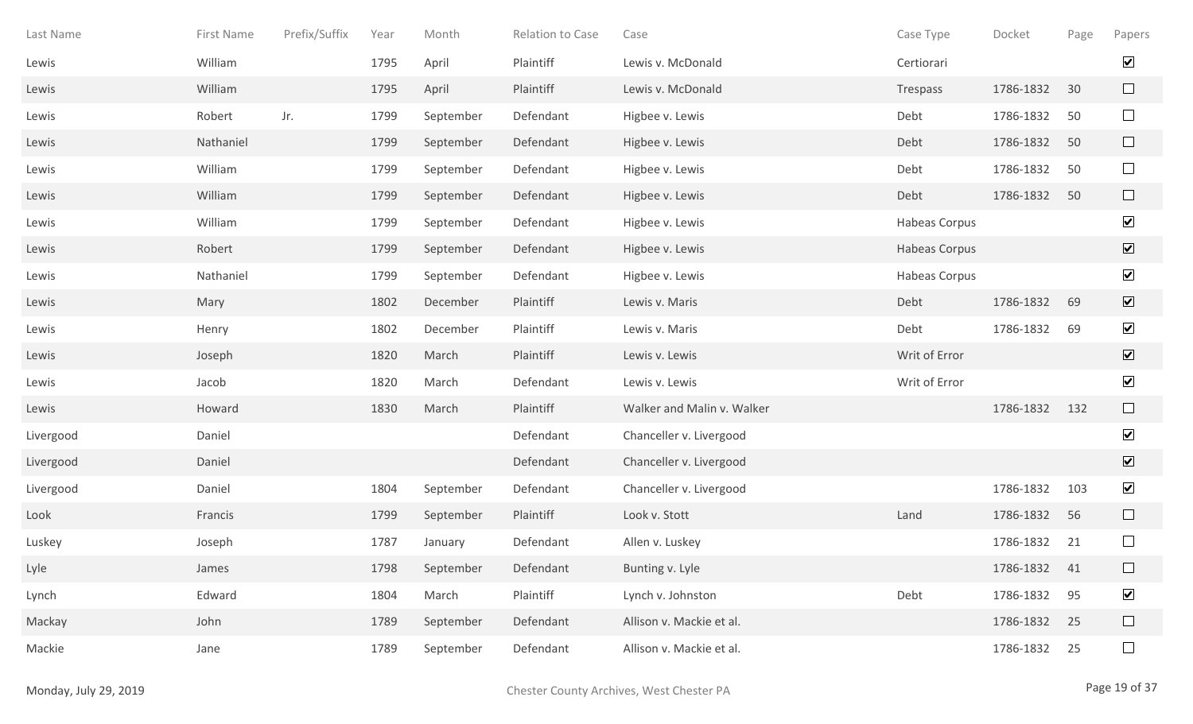| Last Name | First Name | Prefix/Suffix | Year | Month | Relation to Case | Case | Case Type | Docket | Page | Papers |
|---|---|---|---|---|---|---|---|---|---|---|
| Lewis | William | | 1795 | April | Plaintiff | Lewis v. McDonald | Certiorari | | | ☑ |
| Lewis | William | | 1795 | April | Plaintiff | Lewis v. McDonald | Trespass | 1786-1832 | 30 | ☐ |
| Lewis | Robert | Jr. | 1799 | September | Defendant | Higbee v. Lewis | Debt | 1786-1832 | 50 | ☐ |
| Lewis | Nathaniel | | 1799 | September | Defendant | Higbee v. Lewis | Debt | 1786-1832 | 50 | ☐ |
| Lewis | William | | 1799 | September | Defendant | Higbee v. Lewis | Debt | 1786-1832 | 50 | ☐ |
| Lewis | William | | 1799 | September | Defendant | Higbee v. Lewis | Debt | 1786-1832 | 50 | ☐ |
| Lewis | William | | 1799 | September | Defendant | Higbee v. Lewis | Habeas Corpus | | | ☑ |
| Lewis | Robert | | 1799 | September | Defendant | Higbee v. Lewis | Habeas Corpus | | | ☑ |
| Lewis | Nathaniel | | 1799 | September | Defendant | Higbee v. Lewis | Habeas Corpus | | | ☑ |
| Lewis | Mary | | 1802 | December | Plaintiff | Lewis v. Maris | Debt | 1786-1832 | 69 | ☑ |
| Lewis | Henry | | 1802 | December | Plaintiff | Lewis v. Maris | Debt | 1786-1832 | 69 | ☑ |
| Lewis | Joseph | | 1820 | March | Plaintiff | Lewis v. Lewis | Writ of Error | | | ☑ |
| Lewis | Jacob | | 1820 | March | Defendant | Lewis v. Lewis | Writ of Error | | | ☑ |
| Lewis | Howard | | 1830 | March | Plaintiff | Walker and Malin v. Walker | | 1786-1832 | 132 | ☐ |
| Livergood | Daniel | | | | Defendant | Chanceller v. Livergood | | | | ☑ |
| Livergood | Daniel | | | | Defendant | Chanceller v. Livergood | | | | ☑ |
| Livergood | Daniel | | 1804 | September | Defendant | Chanceller v. Livergood | | 1786-1832 | 103 | ☑ |
| Look | Francis | | 1799 | September | Plaintiff | Look v. Stott | Land | 1786-1832 | 56 | ☐ |
| Luskey | Joseph | | 1787 | January | Defendant | Allen v. Luskey | | 1786-1832 | 21 | ☐ |
| Lyle | James | | 1798 | September | Defendant | Bunting v. Lyle | | 1786-1832 | 41 | ☐ |
| Lynch | Edward | | 1804 | March | Plaintiff | Lynch v. Johnston | Debt | 1786-1832 | 95 | ☑ |
| Mackay | John | | 1789 | September | Defendant | Allison v. Mackie et al. | | 1786-1832 | 25 | ☐ |
| Mackie | Jane | | 1789 | September | Defendant | Allison v. Mackie et al. | | 1786-1832 | 25 | ☐ |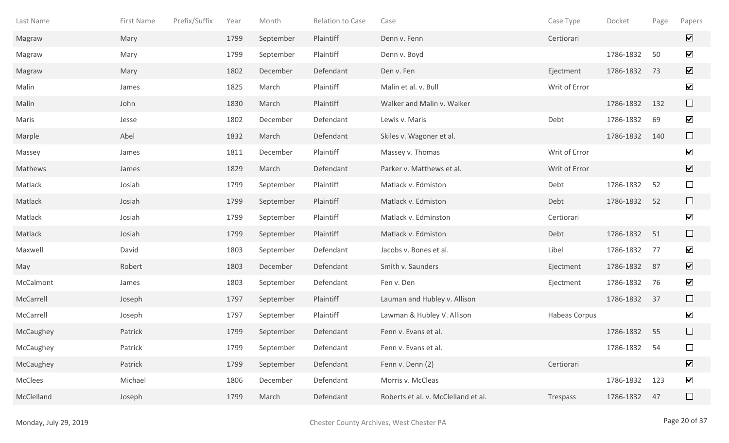| Last Name | First Name | Prefix/Suffix | Year | Month | Relation to Case | Case | Case Type | Docket | Page | Papers |
| --- | --- | --- | --- | --- | --- | --- | --- | --- | --- | --- |
| Magraw | Mary | | 1799 | September | Plaintiff | Denn v. Fenn | Certiorari | | | ☑ |
| Magraw | Mary | | 1799 | September | Plaintiff | Denn v. Boyd | | 1786-1832 | 50 | ☑ |
| Magraw | Mary | | 1802 | December | Defendant | Den v. Fen | Ejectment | 1786-1832 | 73 | ☑ |
| Malin | James | | 1825 | March | Plaintiff | Malin et al. v. Bull | Writ of Error | | | ☑ |
| Malin | John | | 1830 | March | Plaintiff | Walker and Malin v. Walker | | 1786-1832 | 132 | ☐ |
| Maris | Jesse | | 1802 | December | Defendant | Lewis v. Maris | Debt | 1786-1832 | 69 | ☑ |
| Marple | Abel | | 1832 | March | Defendant | Skiles v. Wagoner et al. | | 1786-1832 | 140 | ☐ |
| Massey | James | | 1811 | December | Plaintiff | Massey v. Thomas | Writ of Error | | | ☑ |
| Mathews | James | | 1829 | March | Defendant | Parker v. Matthews et al. | Writ of Error | | | ☑ |
| Matlack | Josiah | | 1799 | September | Plaintiff | Matlack v. Edmiston | Debt | 1786-1832 | 52 | ☐ |
| Matlack | Josiah | | 1799 | September | Plaintiff | Matlack v. Edmiston | Debt | 1786-1832 | 52 | ☐ |
| Matlack | Josiah | | 1799 | September | Plaintiff | Matlack v. Edminston | Certiorari | | | ☑ |
| Matlack | Josiah | | 1799 | September | Plaintiff | Matlack v. Edmiston | Debt | 1786-1832 | 51 | ☐ |
| Maxwell | David | | 1803 | September | Defendant | Jacobs v. Bones et al. | Libel | 1786-1832 | 77 | ☑ |
| May | Robert | | 1803 | December | Defendant | Smith v. Saunders | Ejectment | 1786-1832 | 87 | ☑ |
| McCalmont | James | | 1803 | September | Defendant | Fen v. Den | Ejectment | 1786-1832 | 76 | ☑ |
| McCarrell | Joseph | | 1797 | September | Plaintiff | Lauman and Hubley v. Allison | | 1786-1832 | 37 | ☐ |
| McCarrell | Joseph | | 1797 | September | Plaintiff | Lawman & Hubley V. Allison | Habeas Corpus | | | ☑ |
| McCaughey | Patrick | | 1799 | September | Defendant | Fenn v. Evans et al. | | 1786-1832 | 55 | ☐ |
| McCaughey | Patrick | | 1799 | September | Defendant | Fenn v. Evans et al. | | 1786-1832 | 54 | ☐ |
| McCaughey | Patrick | | 1799 | September | Defendant | Fenn v. Denn (2) | Certiorari | | | ☑ |
| McClees | Michael | | 1806 | December | Defendant | Morris v. McCleas | | 1786-1832 | 123 | ☑ |
| McClelland | Joseph | | 1799 | March | Defendant | Roberts et al. v. McClelland et al. | Trespass | 1786-1832 | 47 | ☐ |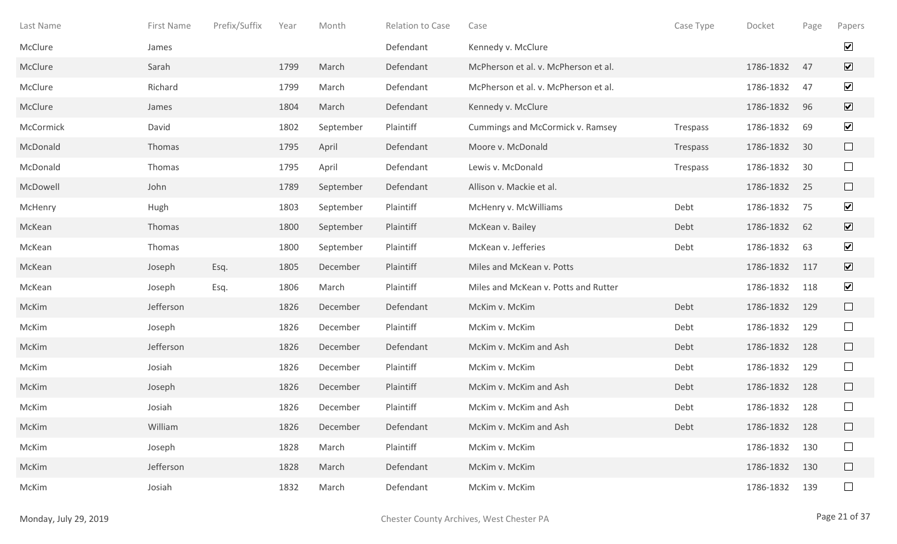| Last Name | First Name | Prefix/Suffix | Year | Month | Relation to Case | Case | Case Type | Docket | Page | Papers |
|---|---|---|---|---|---|---|---|---|---|---|
| McClure | James | | | | Defendant | Kennedy v. McClure | | | | ☑ |
| McClure | Sarah | | 1799 | March | Defendant | McPherson et al. v. McPherson et al. | | 1786-1832 | 47 | ☑ |
| McClure | Richard | | 1799 | March | Defendant | McPherson et al. v. McPherson et al. | | 1786-1832 | 47 | ☑ |
| McClure | James | | 1804 | March | Defendant | Kennedy v. McClure | | 1786-1832 | 96 | ☑ |
| McCormick | David | | 1802 | September | Plaintiff | Cummings and McCormick v. Ramsey | Trespass | 1786-1832 | 69 | ☑ |
| McDonald | Thomas | | 1795 | April | Defendant | Moore v. McDonald | Trespass | 1786-1832 | 30 | ☐ |
| McDonald | Thomas | | 1795 | April | Defendant | Lewis v. McDonald | Trespass | 1786-1832 | 30 | ☐ |
| McDowell | John | | 1789 | September | Defendant | Allison v. Mackie et al. | | 1786-1832 | 25 | ☐ |
| McHenry | Hugh | | 1803 | September | Plaintiff | McHenry v. McWilliams | Debt | 1786-1832 | 75 | ☑ |
| McKean | Thomas | | 1800 | September | Plaintiff | McKean v. Bailey | Debt | 1786-1832 | 62 | ☑ |
| McKean | Thomas | | 1800 | September | Plaintiff | McKean v. Jefferies | Debt | 1786-1832 | 63 | ☑ |
| McKean | Joseph | Esq. | 1805 | December | Plaintiff | Miles and McKean v. Potts | | 1786-1832 | 117 | ☑ |
| McKean | Joseph | Esq. | 1806 | March | Plaintiff | Miles and McKean v. Potts and Rutter | | 1786-1832 | 118 | ☑ |
| McKim | Jefferson | | 1826 | December | Defendant | McKim v. McKim | Debt | 1786-1832 | 129 | ☐ |
| McKim | Joseph | | 1826 | December | Plaintiff | McKim v. McKim | Debt | 1786-1832 | 129 | ☐ |
| McKim | Jefferson | | 1826 | December | Defendant | McKim v. McKim and Ash | Debt | 1786-1832 | 128 | ☐ |
| McKim | Josiah | | 1826 | December | Plaintiff | McKim v. McKim | Debt | 1786-1832 | 129 | ☐ |
| McKim | Joseph | | 1826 | December | Plaintiff | McKim v. McKim and Ash | Debt | 1786-1832 | 128 | ☐ |
| McKim | Josiah | | 1826 | December | Plaintiff | McKim v. McKim and Ash | Debt | 1786-1832 | 128 | ☐ |
| McKim | William | | 1826 | December | Defendant | McKim v. McKim and Ash | Debt | 1786-1832 | 128 | ☐ |
| McKim | Joseph | | 1828 | March | Plaintiff | McKim v. McKim | | 1786-1832 | 130 | ☐ |
| McKim | Jefferson | | 1828 | March | Defendant | McKim v. McKim | | 1786-1832 | 130 | ☐ |
| McKim | Josiah | | 1832 | March | Defendant | McKim v. McKim | | 1786-1832 | 139 | ☐ |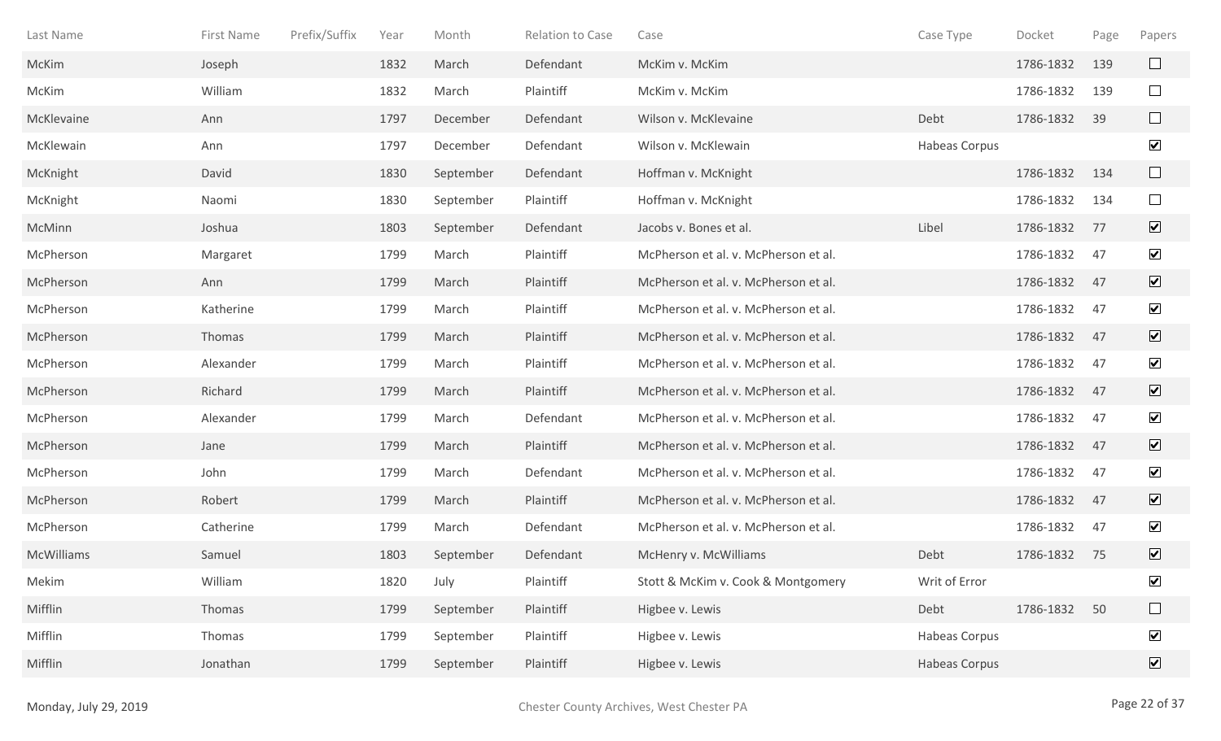| Last Name | First Name | Prefix/Suffix | Year | Month | Relation to Case | Case | Case Type | Docket | Page | Papers |
|---|---|---|---|---|---|---|---|---|---|---|
| McKim | Joseph | | 1832 | March | Defendant | McKim v. McKim | | 1786-1832 | 139 | ☐ |
| McKim | William | | 1832 | March | Plaintiff | McKim v. McKim | | 1786-1832 | 139 | ☐ |
| McKlevaine | Ann | | 1797 | December | Defendant | Wilson v. McKlevaine | Debt | 1786-1832 | 39 | ☐ |
| McKlewain | Ann | | 1797 | December | Defendant | Wilson v. McKlewain | Habeas Corpus | | | ☑ |
| McKnight | David | | 1830 | September | Defendant | Hoffman v. McKnight | | 1786-1832 | 134 | ☐ |
| McKnight | Naomi | | 1830 | September | Plaintiff | Hoffman v. McKnight | | 1786-1832 | 134 | ☐ |
| McMinn | Joshua | | 1803 | September | Defendant | Jacobs v. Bones et al. | Libel | 1786-1832 | 77 | ☑ |
| McPherson | Margaret | | 1799 | March | Plaintiff | McPherson et al. v. McPherson et al. | | 1786-1832 | 47 | ☑ |
| McPherson | Ann | | 1799 | March | Plaintiff | McPherson et al. v. McPherson et al. | | 1786-1832 | 47 | ☑ |
| McPherson | Katherine | | 1799 | March | Plaintiff | McPherson et al. v. McPherson et al. | | 1786-1832 | 47 | ☑ |
| McPherson | Thomas | | 1799 | March | Plaintiff | McPherson et al. v. McPherson et al. | | 1786-1832 | 47 | ☑ |
| McPherson | Alexander | | 1799 | March | Plaintiff | McPherson et al. v. McPherson et al. | | 1786-1832 | 47 | ☑ |
| McPherson | Richard | | 1799 | March | Plaintiff | McPherson et al. v. McPherson et al. | | 1786-1832 | 47 | ☑ |
| McPherson | Alexander | | 1799 | March | Defendant | McPherson et al. v. McPherson et al. | | 1786-1832 | 47 | ☑ |
| McPherson | Jane | | 1799 | March | Plaintiff | McPherson et al. v. McPherson et al. | | 1786-1832 | 47 | ☑ |
| McPherson | John | | 1799 | March | Defendant | McPherson et al. v. McPherson et al. | | 1786-1832 | 47 | ☑ |
| McPherson | Robert | | 1799 | March | Plaintiff | McPherson et al. v. McPherson et al. | | 1786-1832 | 47 | ☑ |
| McPherson | Catherine | | 1799 | March | Defendant | McPherson et al. v. McPherson et al. | | 1786-1832 | 47 | ☑ |
| McWilliams | Samuel | | 1803 | September | Defendant | McHenry v. McWilliams | Debt | 1786-1832 | 75 | ☑ |
| Mekim | William | | 1820 | July | Plaintiff | Stott & McKim v. Cook & Montgomery | Writ of Error | | | ☑ |
| Mifflin | Thomas | | 1799 | September | Plaintiff | Higbee v. Lewis | Debt | 1786-1832 | 50 | ☐ |
| Mifflin | Thomas | | 1799 | September | Plaintiff | Higbee v. Lewis | Habeas Corpus | | | ☑ |
| Mifflin | Jonathan | | 1799 | September | Plaintiff | Higbee v. Lewis | Habeas Corpus | | | ☑ |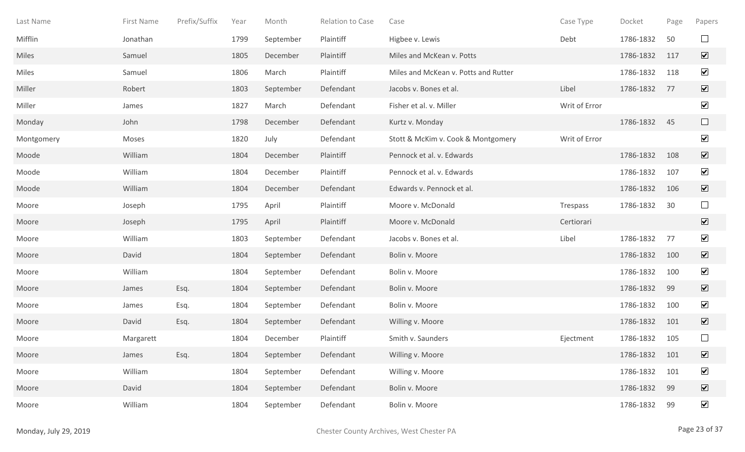| Last Name | First Name | Prefix/Suffix | Year | Month | Relation to Case | Case | Case Type | Docket | Page | Papers |
|---|---|---|---|---|---|---|---|---|---|---|
| Mifflin | Jonathan | | 1799 | September | Plaintiff | Higbee v. Lewis | Debt | 1786-1832 | 50 | ☐ |
| Miles | Samuel | | 1805 | December | Plaintiff | Miles and McKean v. Potts | | 1786-1832 | 117 | ☑ |
| Miles | Samuel | | 1806 | March | Plaintiff | Miles and McKean v. Potts and Rutter | | 1786-1832 | 118 | ☑ |
| Miller | Robert | | 1803 | September | Defendant | Jacobs v. Bones et al. | Libel | 1786-1832 | 77 | ☑ |
| Miller | James | | 1827 | March | Defendant | Fisher et al. v. Miller | Writ of Error | | | ☑ |
| Monday | John | | 1798 | December | Defendant | Kurtz v. Monday | | 1786-1832 | 45 | ☐ |
| Montgomery | Moses | | 1820 | July | Defendant | Stott & McKim v. Cook & Montgomery | Writ of Error | | | ☑ |
| Moode | William | | 1804 | December | Plaintiff | Pennock et al. v. Edwards | | 1786-1832 | 108 | ☑ |
| Moode | William | | 1804 | December | Plaintiff | Pennock et al. v. Edwards | | 1786-1832 | 107 | ☑ |
| Moode | William | | 1804 | December | Defendant | Edwards v. Pennock et al. | | 1786-1832 | 106 | ☑ |
| Moore | Joseph | | 1795 | April | Plaintiff | Moore v. McDonald | Trespass | 1786-1832 | 30 | ☐ |
| Moore | Joseph | | 1795 | April | Plaintiff | Moore v. McDonald | Certiorari | | | ☑ |
| Moore | William | | 1803 | September | Defendant | Jacobs v. Bones et al. | Libel | 1786-1832 | 77 | ☑ |
| Moore | David | | 1804 | September | Defendant | Bolin v. Moore | | 1786-1832 | 100 | ☑ |
| Moore | William | | 1804 | September | Defendant | Bolin v. Moore | | 1786-1832 | 100 | ☑ |
| Moore | James | Esq. | 1804 | September | Defendant | Bolin v. Moore | | 1786-1832 | 99 | ☑ |
| Moore | James | Esq. | 1804 | September | Defendant | Bolin v. Moore | | 1786-1832 | 100 | ☑ |
| Moore | David | Esq. | 1804 | September | Defendant | Willing v. Moore | | 1786-1832 | 101 | ☑ |
| Moore | Margarett | | 1804 | December | Plaintiff | Smith v. Saunders | Ejectment | 1786-1832 | 105 | ☐ |
| Moore | James | Esq. | 1804 | September | Defendant | Willing v. Moore | | 1786-1832 | 101 | ☑ |
| Moore | William | | 1804 | September | Defendant | Willing v. Moore | | 1786-1832 | 101 | ☑ |
| Moore | David | | 1804 | September | Defendant | Bolin v. Moore | | 1786-1832 | 99 | ☑ |
| Moore | William | | 1804 | September | Defendant | Bolin v. Moore | | 1786-1832 | 99 | ☑ |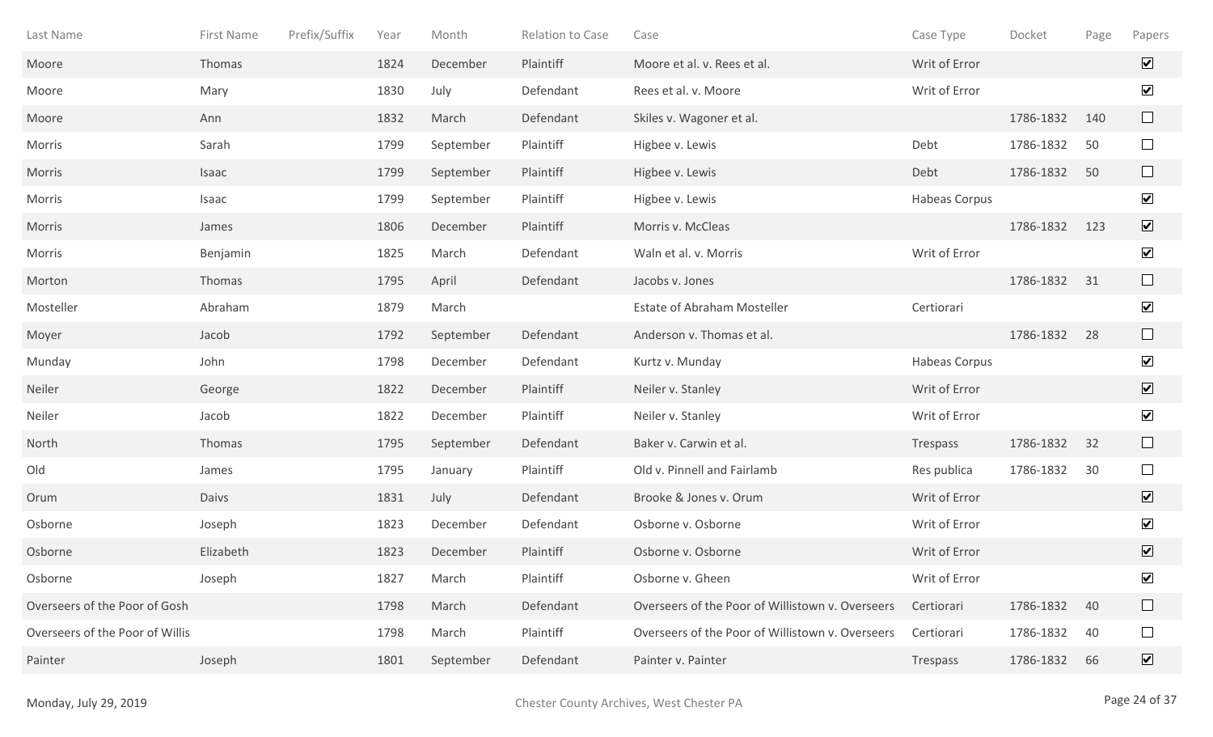| Last Name | First Name | Prefix/Suffix | Year | Month | Relation to Case | Case | Case Type | Docket | Page | Papers |
|---|---|---|---|---|---|---|---|---|---|---|
| Moore | Thomas | | 1824 | December | Plaintiff | Moore et al. v. Rees et al. | Writ of Error | | | ☑ |
| Moore | Mary | | 1830 | July | Defendant | Rees et al. v. Moore | Writ of Error | | | ☑ |
| Moore | Ann | | 1832 | March | Defendant | Skiles v. Wagoner et al. | | 1786-1832 | 140 | ☐ |
| Morris | Sarah | | 1799 | September | Plaintiff | Higbee v. Lewis | Debt | 1786-1832 | 50 | ☐ |
| Morris | Isaac | | 1799 | September | Plaintiff | Higbee v. Lewis | Debt | 1786-1832 | 50 | ☐ |
| Morris | Isaac | | 1799 | September | Plaintiff | Higbee v. Lewis | Habeas Corpus | | | ☑ |
| Morris | James | | 1806 | December | Plaintiff | Morris v. McCleas | | 1786-1832 | 123 | ☑ |
| Morris | Benjamin | | 1825 | March | Defendant | Waln et al. v. Morris | Writ of Error | | | ☑ |
| Morton | Thomas | | 1795 | April | Defendant | Jacobs v. Jones | | 1786-1832 | 31 | ☐ |
| Mosteller | Abraham | | 1879 | March | | Estate of Abraham Mosteller | Certiorari | | | ☑ |
| Moyer | Jacob | | 1792 | September | Defendant | Anderson v. Thomas et al. | | 1786-1832 | 28 | ☐ |
| Munday | John | | 1798 | December | Defendant | Kurtz v. Munday | Habeas Corpus | | | ☑ |
| Neiler | George | | 1822 | December | Plaintiff | Neiler v. Stanley | Writ of Error | | | ☑ |
| Neiler | Jacob | | 1822 | December | Plaintiff | Neiler v. Stanley | Writ of Error | | | ☑ |
| North | Thomas | | 1795 | September | Defendant | Baker v. Carwin et al. | Trespass | 1786-1832 | 32 | ☐ |
| Old | James | | 1795 | January | Plaintiff | Old v. Pinnell and Fairlamb | Res publica | 1786-1832 | 30 | ☐ |
| Orum | Daivs | | 1831 | July | Defendant | Brooke & Jones v. Orum | Writ of Error | | | ☑ |
| Osborne | Joseph | | 1823 | December | Defendant | Osborne v. Osborne | Writ of Error | | | ☑ |
| Osborne | Elizabeth | | 1823 | December | Plaintiff | Osborne v. Osborne | Writ of Error | | | ☑ |
| Osborne | Joseph | | 1827 | March | Plaintiff | Osborne v. Gheen | Writ of Error | | | ☑ |
| Overseers of the Poor of Gosh | | | 1798 | March | Defendant | Overseers of the Poor of Willistown v. Overseers | Certiorari | 1786-1832 | 40 | ☐ |
| Overseers of the Poor of Willis | | | 1798 | March | Plaintiff | Overseers of the Poor of Willistown v. Overseers | Certiorari | 1786-1832 | 40 | ☐ |
| Painter | Joseph | | 1801 | September | Defendant | Painter v. Painter | Trespass | 1786-1832 | 66 | ☑ |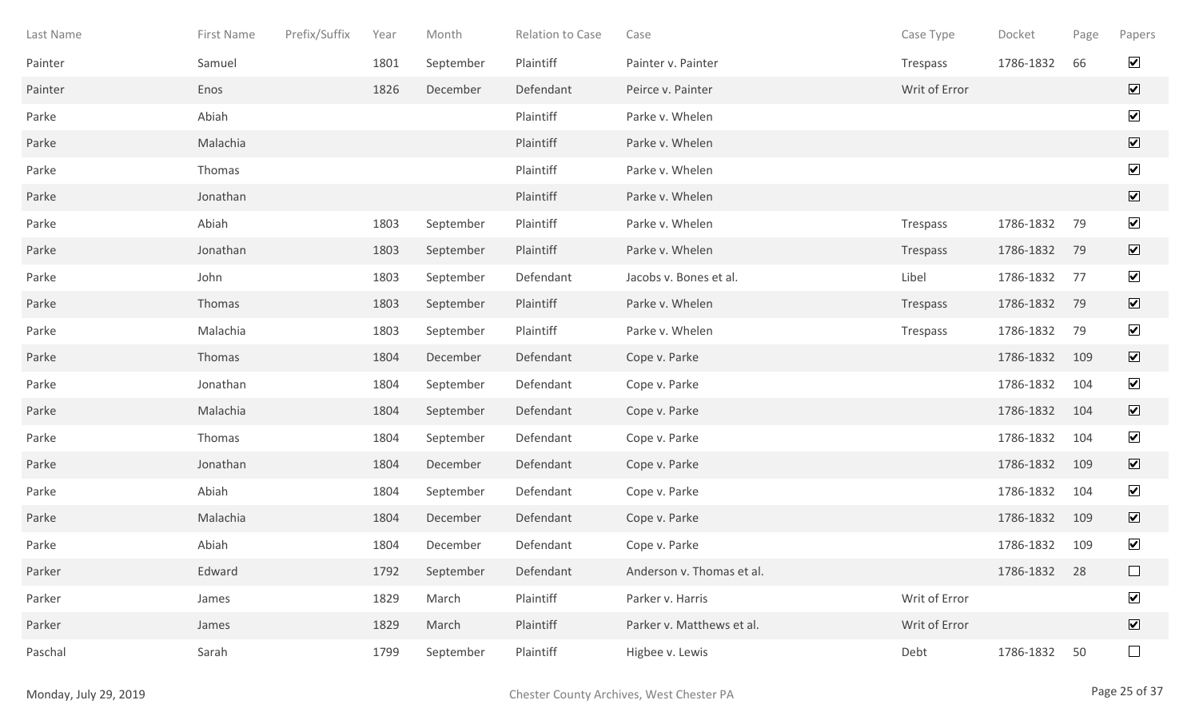| Last Name | First Name | Prefix/Suffix | Year | Month | Relation to Case | Case | Case Type | Docket | Page | Papers |
|---|---|---|---|---|---|---|---|---|---|---|
| Painter | Samuel | | 1801 | September | Plaintiff | Painter v. Painter | Trespass | 1786-1832 | 66 | ☑ |
| Painter | Enos | | 1826 | December | Defendant | Peirce v. Painter | Writ of Error | | | ☑ |
| Parke | Abiah | | | | Plaintiff | Parke v. Whelen | | | | ☑ |
| Parke | Malachia | | | | Plaintiff | Parke v. Whelen | | | | ☑ |
| Parke | Thomas | | | | Plaintiff | Parke v. Whelen | | | | ☑ |
| Parke | Jonathan | | | | Plaintiff | Parke v. Whelen | | | | ☑ |
| Parke | Abiah | | 1803 | September | Plaintiff | Parke v. Whelen | Trespass | 1786-1832 | 79 | ☑ |
| Parke | Jonathan | | 1803 | September | Plaintiff | Parke v. Whelen | Trespass | 1786-1832 | 79 | ☑ |
| Parke | John | | 1803 | September | Defendant | Jacobs v. Bones et al. | Libel | 1786-1832 | 77 | ☑ |
| Parke | Thomas | | 1803 | September | Plaintiff | Parke v. Whelen | Trespass | 1786-1832 | 79 | ☑ |
| Parke | Malachia | | 1803 | September | Plaintiff | Parke v. Whelen | Trespass | 1786-1832 | 79 | ☑ |
| Parke | Thomas | | 1804 | December | Defendant | Cope v. Parke | | 1786-1832 | 109 | ☑ |
| Parke | Jonathan | | 1804 | September | Defendant | Cope v. Parke | | 1786-1832 | 104 | ☑ |
| Parke | Malachia | | 1804 | September | Defendant | Cope v. Parke | | 1786-1832 | 104 | ☑ |
| Parke | Thomas | | 1804 | September | Defendant | Cope v. Parke | | 1786-1832 | 104 | ☑ |
| Parke | Jonathan | | 1804 | December | Defendant | Cope v. Parke | | 1786-1832 | 109 | ☑ |
| Parke | Abiah | | 1804 | September | Defendant | Cope v. Parke | | 1786-1832 | 104 | ☑ |
| Parke | Malachia | | 1804 | December | Defendant | Cope v. Parke | | 1786-1832 | 109 | ☑ |
| Parke | Abiah | | 1804 | December | Defendant | Cope v. Parke | | 1786-1832 | 109 | ☑ |
| Parker | Edward | | 1792 | September | Defendant | Anderson v. Thomas et al. | | 1786-1832 | 28 | ☐ |
| Parker | James | | 1829 | March | Plaintiff | Parker v. Harris | Writ of Error | | | ☑ |
| Parker | James | | 1829 | March | Plaintiff | Parker v. Matthews et al. | Writ of Error | | | ☑ |
| Paschal | Sarah | | 1799 | September | Plaintiff | Higbee v. Lewis | Debt | 1786-1832 | 50 | ☐ |

Monday, July 29, 2019 — Chester County Archives, West Chester PA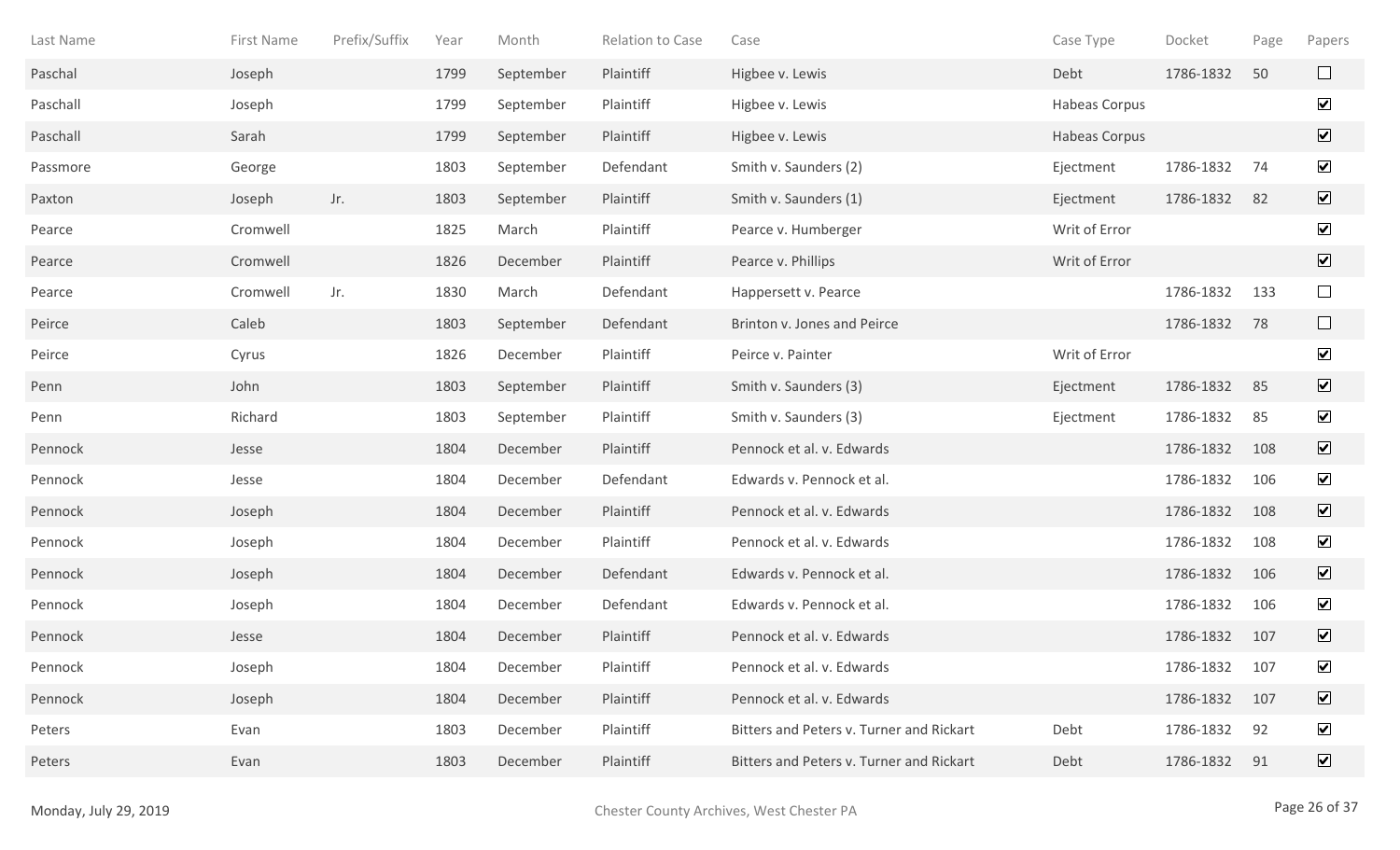| Last Name | First Name | Prefix/Suffix | Year | Month | Relation to Case | Case | Case Type | Docket | Page | Papers |
|---|---|---|---|---|---|---|---|---|---|---|
| Paschal | Joseph | | 1799 | September | Plaintiff | Higbee v. Lewis | Debt | 1786-1832 | 50 | ☐ |
| Paschall | Joseph | | 1799 | September | Plaintiff | Higbee v. Lewis | Habeas Corpus | | | ☑ |
| Paschall | Sarah | | 1799 | September | Plaintiff | Higbee v. Lewis | Habeas Corpus | | | ☑ |
| Passmore | George | | 1803 | September | Defendant | Smith v. Saunders (2) | Ejectment | 1786-1832 | 74 | ☑ |
| Paxton | Joseph | Jr. | 1803 | September | Plaintiff | Smith v. Saunders (1) | Ejectment | 1786-1832 | 82 | ☑ |
| Pearce | Cromwell | | 1825 | March | Plaintiff | Pearce v. Humberger | Writ of Error | | | ☑ |
| Pearce | Cromwell | | 1826 | December | Plaintiff | Pearce v. Phillips | Writ of Error | | | ☑ |
| Pearce | Cromwell | Jr. | 1830 | March | Defendant | Happersett v. Pearce | | 1786-1832 | 133 | ☐ |
| Peirce | Caleb | | 1803 | September | Defendant | Brinton v. Jones and Peirce | | 1786-1832 | 78 | ☐ |
| Peirce | Cyrus | | 1826 | December | Plaintiff | Peirce v. Painter | Writ of Error | | | ☑ |
| Penn | John | | 1803 | September | Plaintiff | Smith v. Saunders (3) | Ejectment | 1786-1832 | 85 | ☑ |
| Penn | Richard | | 1803 | September | Plaintiff | Smith v. Saunders (3) | Ejectment | 1786-1832 | 85 | ☑ |
| Pennock | Jesse | | 1804 | December | Plaintiff | Pennock et al. v. Edwards | | 1786-1832 | 108 | ☑ |
| Pennock | Jesse | | 1804 | December | Defendant | Edwards v. Pennock et al. | | 1786-1832 | 106 | ☑ |
| Pennock | Joseph | | 1804 | December | Plaintiff | Pennock et al. v. Edwards | | 1786-1832 | 108 | ☑ |
| Pennock | Joseph | | 1804 | December | Plaintiff | Pennock et al. v. Edwards | | 1786-1832 | 108 | ☑ |
| Pennock | Joseph | | 1804 | December | Defendant | Edwards v. Pennock et al. | | 1786-1832 | 106 | ☑ |
| Pennock | Joseph | | 1804 | December | Defendant | Edwards v. Pennock et al. | | 1786-1832 | 106 | ☑ |
| Pennock | Jesse | | 1804 | December | Plaintiff | Pennock et al. v. Edwards | | 1786-1832 | 107 | ☑ |
| Pennock | Joseph | | 1804 | December | Plaintiff | Pennock et al. v. Edwards | | 1786-1832 | 107 | ☑ |
| Pennock | Joseph | | 1804 | December | Plaintiff | Pennock et al. v. Edwards | | 1786-1832 | 107 | ☑ |
| Peters | Evan | | 1803 | December | Plaintiff | Bitters and Peters v. Turner and Rickart | Debt | 1786-1832 | 92 | ☑ |
| Peters | Evan | | 1803 | December | Plaintiff | Bitters and Peters v. Turner and Rickart | Debt | 1786-1832 | 91 | ☑ |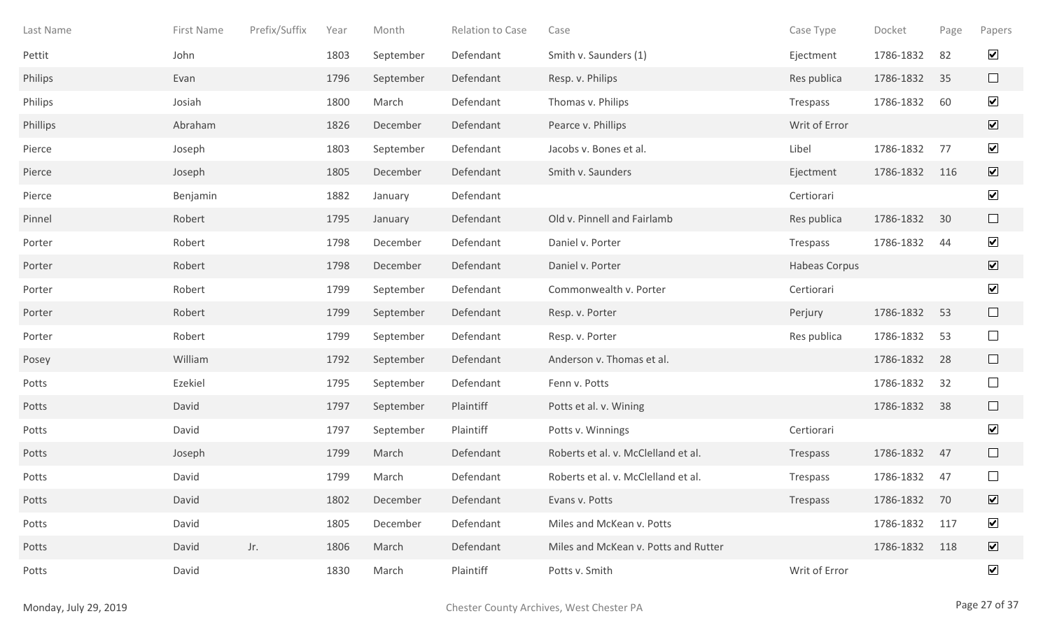| Last Name | First Name | Prefix/Suffix | Year | Month | Relation to Case | Case | Case Type | Docket | Page | Papers |
|---|---|---|---|---|---|---|---|---|---|---|
| Pettit | John | | 1803 | September | Defendant | Smith v. Saunders (1) | Ejectment | 1786-1832 | 82 | ☑ |
| Philips | Evan | | 1796 | September | Defendant | Resp. v. Philips | Res publica | 1786-1832 | 35 | ☐ |
| Philips | Josiah | | 1800 | March | Defendant | Thomas v. Philips | Trespass | 1786-1832 | 60 | ☑ |
| Phillips | Abraham | | 1826 | December | Defendant | Pearce v. Phillips | Writ of Error | | | ☑ |
| Pierce | Joseph | | 1803 | September | Defendant | Jacobs v. Bones et al. | Libel | 1786-1832 | 77 | ☑ |
| Pierce | Joseph | | 1805 | December | Defendant | Smith v. Saunders | Ejectment | 1786-1832 | 116 | ☑ |
| Pierce | Benjamin | | 1882 | January | Defendant | | Certiorari | | | ☑ |
| Pinnel | Robert | | 1795 | January | Defendant | Old v. Pinnell and Fairlamb | Res publica | 1786-1832 | 30 | ☐ |
| Porter | Robert | | 1798 | December | Defendant | Daniel v. Porter | Trespass | 1786-1832 | 44 | ☑ |
| Porter | Robert | | 1798 | December | Defendant | Daniel v. Porter | Habeas Corpus | | | ☑ |
| Porter | Robert | | 1799 | September | Defendant | Commonwealth v. Porter | Certiorari | | | ☑ |
| Porter | Robert | | 1799 | September | Defendant | Resp. v. Porter | Perjury | 1786-1832 | 53 | ☐ |
| Porter | Robert | | 1799 | September | Defendant | Resp. v. Porter | Res publica | 1786-1832 | 53 | ☐ |
| Posey | William | | 1792 | September | Defendant | Anderson v. Thomas et al. | | 1786-1832 | 28 | ☐ |
| Potts | Ezekiel | | 1795 | September | Defendant | Fenn v. Potts | | 1786-1832 | 32 | ☐ |
| Potts | David | | 1797 | September | Plaintiff | Potts et al. v. Wining | | 1786-1832 | 38 | ☐ |
| Potts | David | | 1797 | September | Plaintiff | Potts v. Winnings | Certiorari | | | ☑ |
| Potts | Joseph | | 1799 | March | Defendant | Roberts et al. v. McClelland et al. | Trespass | 1786-1832 | 47 | ☐ |
| Potts | David | | 1799 | March | Defendant | Roberts et al. v. McClelland et al. | Trespass | 1786-1832 | 47 | ☐ |
| Potts | David | | 1802 | December | Defendant | Evans v. Potts | Trespass | 1786-1832 | 70 | ☑ |
| Potts | David | | 1805 | December | Defendant | Miles and McKean v. Potts | | 1786-1832 | 117 | ☑ |
| Potts | David | Jr. | 1806 | March | Defendant | Miles and McKean v. Potts and Rutter | | 1786-1832 | 118 | ☑ |
| Potts | David | | 1830 | March | Plaintiff | Potts v. Smith | Writ of Error | | | ☑ |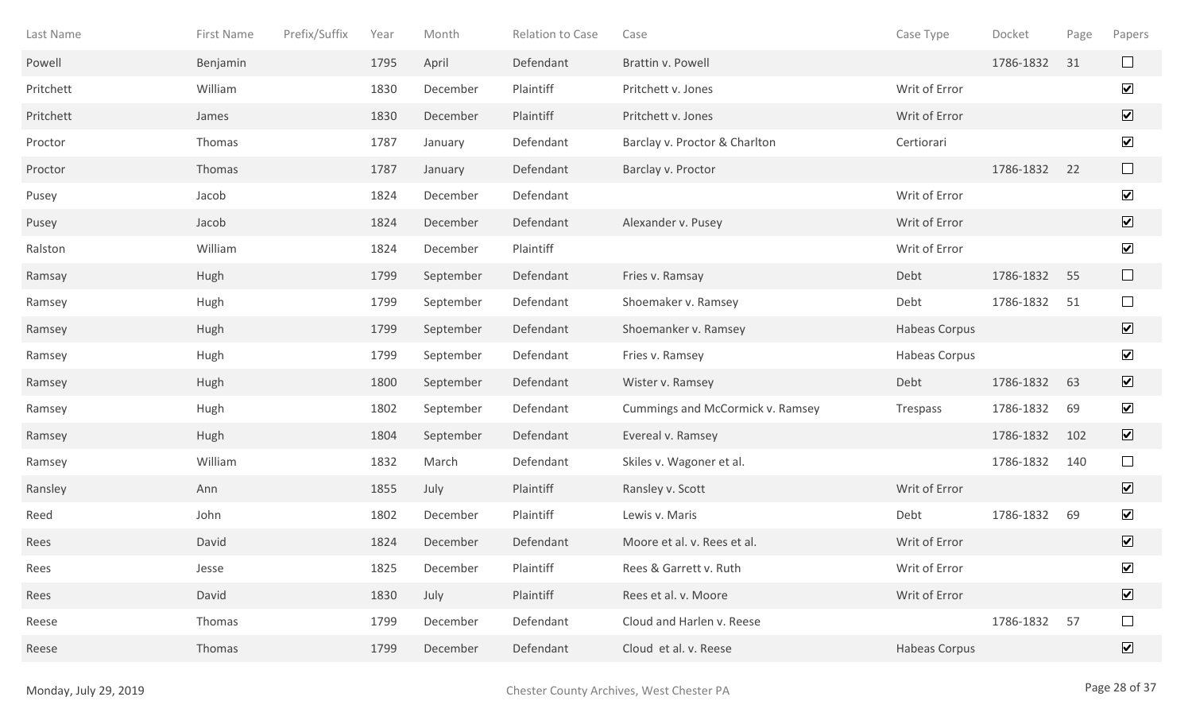| Last Name | First Name | Prefix/Suffix | Year | Month | Relation to Case | Case | Case Type | Docket | Page | Papers |
|---|---|---|---|---|---|---|---|---|---|---|
| Powell | Benjamin | | 1795 | April | Defendant | Brattin v. Powell | | 1786-1832 | 31 | ☐ |
| Pritchett | William | | 1830 | December | Plaintiff | Pritchett v. Jones | Writ of Error | | | ☑ |
| Pritchett | James | | 1830 | December | Plaintiff | Pritchett v. Jones | Writ of Error | | | ☑ |
| Proctor | Thomas | | 1787 | January | Defendant | Barclay v. Proctor & Charlton | Certiorari | | | ☑ |
| Proctor | Thomas | | 1787 | January | Defendant | Barclay v. Proctor | | 1786-1832 | 22 | ☐ |
| Pusey | Jacob | | 1824 | December | Defendant | | Writ of Error | | | ☑ |
| Pusey | Jacob | | 1824 | December | Defendant | Alexander v. Pusey | Writ of Error | | | ☑ |
| Ralston | William | | 1824 | December | Plaintiff | | Writ of Error | | | ☑ |
| Ramsay | Hugh | | 1799 | September | Defendant | Fries v. Ramsay | Debt | 1786-1832 | 55 | ☐ |
| Ramsey | Hugh | | 1799 | September | Defendant | Shoemaker v. Ramsey | Debt | 1786-1832 | 51 | ☐ |
| Ramsey | Hugh | | 1799 | September | Defendant | Shoemanker v. Ramsey | Habeas Corpus | | | ☑ |
| Ramsey | Hugh | | 1799 | September | Defendant | Fries v. Ramsey | Habeas Corpus | | | ☑ |
| Ramsey | Hugh | | 1800 | September | Defendant | Wister v. Ramsey | Debt | 1786-1832 | 63 | ☑ |
| Ramsey | Hugh | | 1802 | September | Defendant | Cummings and McCormick v. Ramsey | Trespass | 1786-1832 | 69 | ☑ |
| Ramsey | Hugh | | 1804 | September | Defendant | Evereal v. Ramsey | | 1786-1832 | 102 | ☑ |
| Ramsey | William | | 1832 | March | Defendant | Skiles v. Wagoner et al. | | 1786-1832 | 140 | ☐ |
| Ransley | Ann | | 1855 | July | Plaintiff | Ransley v. Scott | Writ of Error | | | ☑ |
| Reed | John | | 1802 | December | Plaintiff | Lewis v. Maris | Debt | 1786-1832 | 69 | ☑ |
| Rees | David | | 1824 | December | Defendant | Moore et al. v. Rees et al. | Writ of Error | | | ☑ |
| Rees | Jesse | | 1825 | December | Plaintiff | Rees & Garrett v. Ruth | Writ of Error | | | ☑ |
| Rees | David | | 1830 | July | Plaintiff | Rees et al. v. Moore | Writ of Error | | | ☑ |
| Reese | Thomas | | 1799 | December | Defendant | Cloud and Harlen v. Reese | | 1786-1832 | 57 | ☐ |
| Reese | Thomas | | 1799 | December | Defendant | Cloud et al. v. Reese | Habeas Corpus | | | ☑ |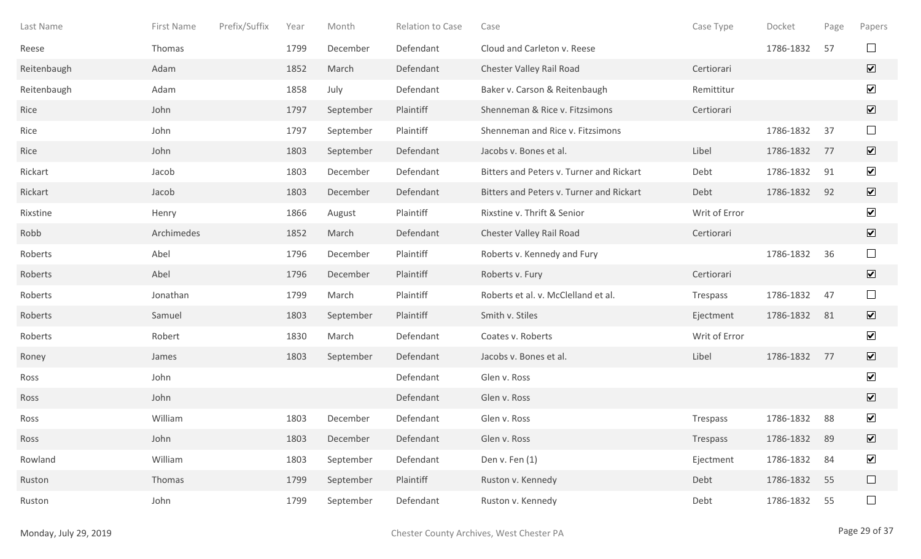| Last Name | First Name | Prefix/Suffix | Year | Month | Relation to Case | Case | Case Type | Docket | Page | Papers |
|---|---|---|---|---|---|---|---|---|---|---|
| Reese | Thomas | | 1799 | December | Defendant | Cloud and Carleton v. Reese | | 1786-1832 | 57 | ☐ |
| Reitenbaugh | Adam | | 1852 | March | Defendant | Chester Valley Rail Road | Certiorari | | | ☑ |
| Reitenbaugh | Adam | | 1858 | July | Defendant | Baker v. Carson & Reitenbaugh | Remittitur | | | ☑ |
| Rice | John | | 1797 | September | Plaintiff | Shenneman & Rice v. Fitzsimons | Certiorari | | | ☑ |
| Rice | John | | 1797 | September | Plaintiff | Shenneman and Rice v. Fitzsimons | | 1786-1832 | 37 | ☐ |
| Rice | John | | 1803 | September | Defendant | Jacobs v. Bones et al. | Libel | 1786-1832 | 77 | ☑ |
| Rickart | Jacob | | 1803 | December | Defendant | Bitters and Peters v. Turner and Rickart | Debt | 1786-1832 | 91 | ☑ |
| Rickart | Jacob | | 1803 | December | Defendant | Bitters and Peters v. Turner and Rickart | Debt | 1786-1832 | 92 | ☑ |
| Rixstine | Henry | | 1866 | August | Plaintiff | Rixstine v. Thrift & Senior | Writ of Error | | | ☑ |
| Robb | Archimedes | | 1852 | March | Defendant | Chester Valley Rail Road | Certiorari | | | ☑ |
| Roberts | Abel | | 1796 | December | Plaintiff | Roberts v. Kennedy and Fury | | 1786-1832 | 36 | ☐ |
| Roberts | Abel | | 1796 | December | Plaintiff | Roberts v. Fury | Certiorari | | | ☑ |
| Roberts | Jonathan | | 1799 | March | Plaintiff | Roberts et al. v. McClelland et al. | Trespass | 1786-1832 | 47 | ☐ |
| Roberts | Samuel | | 1803 | September | Plaintiff | Smith v. Stiles | Ejectment | 1786-1832 | 81 | ☑ |
| Roberts | Robert | | 1830 | March | Defendant | Coates v. Roberts | Writ of Error | | | ☑ |
| Roney | James | | 1803 | September | Defendant | Jacobs v. Bones et al. | Libel | 1786-1832 | 77 | ☑ |
| Ross | John | | | | Defendant | Glen v. Ross | | | | ☑ |
| Ross | John | | | | Defendant | Glen v. Ross | | | | ☑ |
| Ross | William | | 1803 | December | Defendant | Glen v. Ross | Trespass | 1786-1832 | 88 | ☑ |
| Ross | John | | 1803 | December | Defendant | Glen v. Ross | Trespass | 1786-1832 | 89 | ☑ |
| Rowland | William | | 1803 | September | Defendant | Den v. Fen (1) | Ejectment | 1786-1832 | 84 | ☑ |
| Ruston | Thomas | | 1799 | September | Plaintiff | Ruston v. Kennedy | Debt | 1786-1832 | 55 | ☐ |
| Ruston | John | | 1799 | September | Defendant | Ruston v. Kennedy | Debt | 1786-1832 | 55 | ☐ |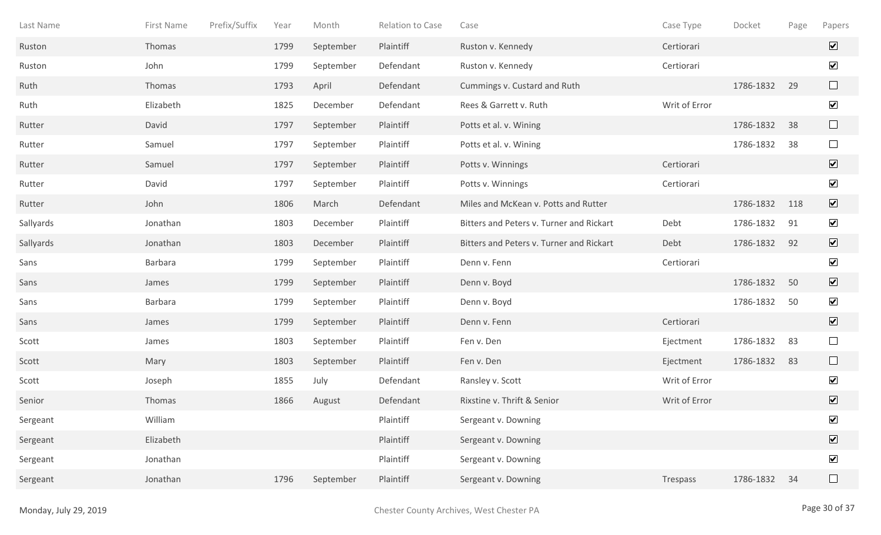| Last Name | First Name | Prefix/Suffix | Year | Month | Relation to Case | Case | Case Type | Docket | Page | Papers |
|---|---|---|---|---|---|---|---|---|---|---|
| Ruston | Thomas | | 1799 | September | Plaintiff | Ruston v. Kennedy | Certiorari | | | ☑ |
| Ruston | John | | 1799 | September | Defendant | Ruston v. Kennedy | Certiorari | | | ☑ |
| Ruth | Thomas | | 1793 | April | Defendant | Cummings v. Custard and Ruth | | 1786-1832 | 29 | ☐ |
| Ruth | Elizabeth | | 1825 | December | Defendant | Rees & Garrett v. Ruth | Writ of Error | | | ☑ |
| Rutter | David | | 1797 | September | Plaintiff | Potts et al. v. Wining | | 1786-1832 | 38 | ☐ |
| Rutter | Samuel | | 1797 | September | Plaintiff | Potts et al. v. Wining | | 1786-1832 | 38 | ☐ |
| Rutter | Samuel | | 1797 | September | Plaintiff | Potts v. Winnings | Certiorari | | | ☑ |
| Rutter | David | | 1797 | September | Plaintiff | Potts v. Winnings | Certiorari | | | ☑ |
| Rutter | John | | 1806 | March | Defendant | Miles and McKean v. Potts and Rutter | | 1786-1832 | 118 | ☑ |
| Sallyards | Jonathan | | 1803 | December | Plaintiff | Bitters and Peters v. Turner and Rickart | Debt | 1786-1832 | 91 | ☑ |
| Sallyards | Jonathan | | 1803 | December | Plaintiff | Bitters and Peters v. Turner and Rickart | Debt | 1786-1832 | 92 | ☑ |
| Sans | Barbara | | 1799 | September | Plaintiff | Denn v. Fenn | Certiorari | | | ☑ |
| Sans | James | | 1799 | September | Plaintiff | Denn v. Boyd | | 1786-1832 | 50 | ☑ |
| Sans | Barbara | | 1799 | September | Plaintiff | Denn v. Boyd | | 1786-1832 | 50 | ☑ |
| Sans | James | | 1799 | September | Plaintiff | Denn v. Fenn | Certiorari | | | ☑ |
| Scott | James | | 1803 | September | Plaintiff | Fen v. Den | Ejectment | 1786-1832 | 83 | ☐ |
| Scott | Mary | | 1803 | September | Plaintiff | Fen v. Den | Ejectment | 1786-1832 | 83 | ☐ |
| Scott | Joseph | | 1855 | July | Defendant | Ransley v. Scott | Writ of Error | | | ☑ |
| Senior | Thomas | | 1866 | August | Defendant | Rixstine v. Thrift & Senior | Writ of Error | | | ☑ |
| Sergeant | William | | | | Plaintiff | Sergeant v. Downing | | | | ☑ |
| Sergeant | Elizabeth | | | | Plaintiff | Sergeant v. Downing | | | | ☑ |
| Sergeant | Jonathan | | | | Plaintiff | Sergeant v. Downing | | | | ☑ |
| Sergeant | Jonathan | | 1796 | September | Plaintiff | Sergeant v. Downing | Trespass | 1786-1832 | 34 | ☐ |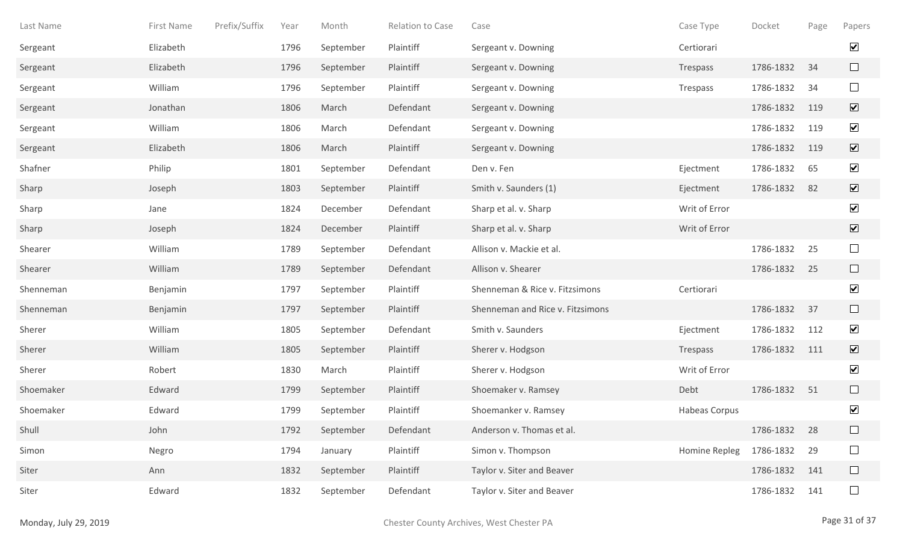| Last Name | First Name | Prefix/Suffix | Year | Month | Relation to Case | Case | Case Type | Docket | Page | Papers |
| --- | --- | --- | --- | --- | --- | --- | --- | --- | --- | --- |
| Sergeant | Elizabeth | | 1796 | September | Plaintiff | Sergeant v. Downing | Certiorari | | | ☑ |
| Sergeant | Elizabeth | | 1796 | September | Plaintiff | Sergeant v. Downing | Trespass | 1786-1832 | 34 | ☐ |
| Sergeant | William | | 1796 | September | Plaintiff | Sergeant v. Downing | Trespass | 1786-1832 | 34 | ☐ |
| Sergeant | Jonathan | | 1806 | March | Defendant | Sergeant v. Downing | | 1786-1832 | 119 | ☑ |
| Sergeant | William | | 1806 | March | Defendant | Sergeant v. Downing | | 1786-1832 | 119 | ☑ |
| Sergeant | Elizabeth | | 1806 | March | Plaintiff | Sergeant v. Downing | | 1786-1832 | 119 | ☑ |
| Shafner | Philip | | 1801 | September | Defendant | Den v. Fen | Ejectment | 1786-1832 | 65 | ☑ |
| Sharp | Joseph | | 1803 | September | Plaintiff | Smith v. Saunders (1) | Ejectment | 1786-1832 | 82 | ☑ |
| Sharp | Jane | | 1824 | December | Defendant | Sharp et al. v. Sharp | Writ of Error | | | ☑ |
| Sharp | Joseph | | 1824 | December | Plaintiff | Sharp et al. v. Sharp | Writ of Error | | | ☑ |
| Shearer | William | | 1789 | September | Defendant | Allison v. Mackie et al. | | 1786-1832 | 25 | ☐ |
| Shearer | William | | 1789 | September | Defendant | Allison v. Shearer | | 1786-1832 | 25 | ☐ |
| Shenneman | Benjamin | | 1797 | September | Plaintiff | Shenneman & Rice v. Fitzsimons | Certiorari | | | ☑ |
| Shenneman | Benjamin | | 1797 | September | Plaintiff | Shenneman and Rice v. Fitzsimons | | 1786-1832 | 37 | ☐ |
| Sherer | William | | 1805 | September | Defendant | Smith v. Saunders | Ejectment | 1786-1832 | 112 | ☑ |
| Sherer | William | | 1805 | September | Plaintiff | Sherer v. Hodgson | Trespass | 1786-1832 | 111 | ☑ |
| Sherer | Robert | | 1830 | March | Plaintiff | Sherer v. Hodgson | Writ of Error | | | ☑ |
| Shoemaker | Edward | | 1799 | September | Plaintiff | Shoemaker v. Ramsey | Debt | 1786-1832 | 51 | ☐ |
| Shoemaker | Edward | | 1799 | September | Plaintiff | Shoemanker v. Ramsey | Habeas Corpus | | | ☑ |
| Shull | John | | 1792 | September | Defendant | Anderson v. Thomas et al. | | 1786-1832 | 28 | ☐ |
| Simon | Negro | | 1794 | January | Plaintiff | Simon v. Thompson | Homine Repleg | 1786-1832 | 29 | ☐ |
| Siter | Ann | | 1832 | September | Plaintiff | Taylor v. Siter and Beaver | | 1786-1832 | 141 | ☐ |
| Siter | Edward | | 1832 | September | Defendant | Taylor v. Siter and Beaver | | 1786-1832 | 141 | ☐ |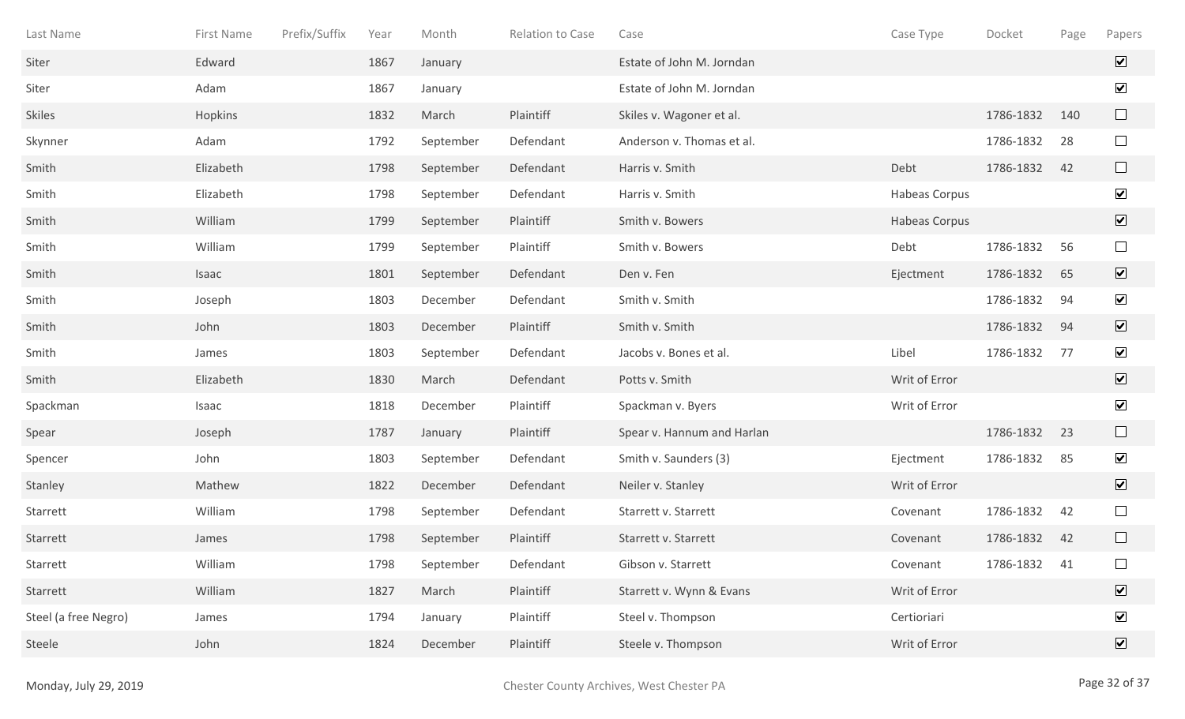| Last Name | First Name | Prefix/Suffix | Year | Month | Relation to Case | Case | Case Type | Docket | Page | Papers |
|---|---|---|---|---|---|---|---|---|---|---|
| Siter | Edward | | 1867 | January | | Estate of John M. Jorndan | | | | ☑ |
| Siter | Adam | | 1867 | January | | Estate of John M. Jorndan | | | | ☑ |
| Skiles | Hopkins | | 1832 | March | Plaintiff | Skiles v. Wagoner et al. | | 1786-1832 | 140 | ☐ |
| Skynner | Adam | | 1792 | September | Defendant | Anderson v. Thomas et al. | | 1786-1832 | 28 | ☐ |
| Smith | Elizabeth | | 1798 | September | Defendant | Harris v. Smith | Debt | 1786-1832 | 42 | ☐ |
| Smith | Elizabeth | | 1798 | September | Defendant | Harris v. Smith | Habeas Corpus | | | ☑ |
| Smith | William | | 1799 | September | Plaintiff | Smith v. Bowers | Habeas Corpus | | | ☑ |
| Smith | William | | 1799 | September | Plaintiff | Smith v. Bowers | Debt | 1786-1832 | 56 | ☐ |
| Smith | Isaac | | 1801 | September | Defendant | Den v. Fen | Ejectment | 1786-1832 | 65 | ☑ |
| Smith | Joseph | | 1803 | December | Defendant | Smith v. Smith | | 1786-1832 | 94 | ☑ |
| Smith | John | | 1803 | December | Plaintiff | Smith v. Smith | | 1786-1832 | 94 | ☑ |
| Smith | James | | 1803 | September | Defendant | Jacobs v. Bones et al. | Libel | 1786-1832 | 77 | ☑ |
| Smith | Elizabeth | | 1830 | March | Defendant | Potts v. Smith | Writ of Error | | | ☑ |
| Spackman | Isaac | | 1818 | December | Plaintiff | Spackman v. Byers | Writ of Error | | | ☑ |
| Spear | Joseph | | 1787 | January | Plaintiff | Spear v. Hannum and Harlan | | 1786-1832 | 23 | ☐ |
| Spencer | John | | 1803 | September | Defendant | Smith v. Saunders (3) | Ejectment | 1786-1832 | 85 | ☑ |
| Stanley | Mathew | | 1822 | December | Defendant | Neiler v. Stanley | Writ of Error | | | ☑ |
| Starrett | William | | 1798 | September | Defendant | Starrett v. Starrett | Covenant | 1786-1832 | 42 | ☐ |
| Starrett | James | | 1798 | September | Plaintiff | Starrett v. Starrett | Covenant | 1786-1832 | 42 | ☐ |
| Starrett | William | | 1798 | September | Defendant | Gibson v. Starrett | Covenant | 1786-1832 | 41 | ☐ |
| Starrett | William | | 1827 | March | Plaintiff | Starrett v. Wynn & Evans | Writ of Error | | | ☑ |
| Steel (a free Negro) | James | | 1794 | January | Plaintiff | Steel v. Thompson | Certioriari | | | ☑ |
| Steele | John | | 1824 | December | Plaintiff | Steele v. Thompson | Writ of Error | | | ☑ |

Monday, July 29, 2019 | Chester County Archives, West Chester PA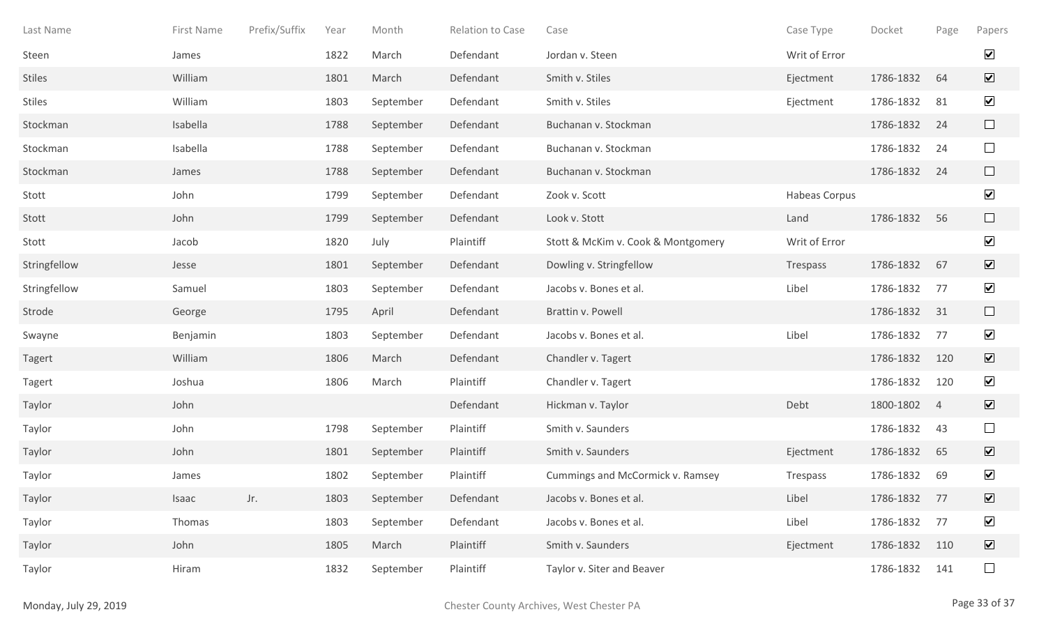| Last Name | First Name | Prefix/Suffix | Year | Month | Relation to Case | Case | Case Type | Docket | Page | Papers |
|---|---|---|---|---|---|---|---|---|---|---|
| Steen | James | | 1822 | March | Defendant | Jordan v. Steen | Writ of Error | | | ☑ |
| Stiles | William | | 1801 | March | Defendant | Smith v. Stiles | Ejectment | 1786-1832 | 64 | ☑ |
| Stiles | William | | 1803 | September | Defendant | Smith v. Stiles | Ejectment | 1786-1832 | 81 | ☑ |
| Stockman | Isabella | | 1788 | September | Defendant | Buchanan v. Stockman | | 1786-1832 | 24 | ☐ |
| Stockman | Isabella | | 1788 | September | Defendant | Buchanan v. Stockman | | 1786-1832 | 24 | ☐ |
| Stockman | James | | 1788 | September | Defendant | Buchanan v. Stockman | | 1786-1832 | 24 | ☐ |
| Stott | John | | 1799 | September | Defendant | Zook v. Scott | Habeas Corpus | | | ☑ |
| Stott | John | | 1799 | September | Defendant | Look v. Stott | Land | 1786-1832 | 56 | ☐ |
| Stott | Jacob | | 1820 | July | Plaintiff | Stott & McKim v. Cook & Montgomery | Writ of Error | | | ☑ |
| Stringfellow | Jesse | | 1801 | September | Defendant | Dowling v. Stringfellow | Trespass | 1786-1832 | 67 | ☑ |
| Stringfellow | Samuel | | 1803 | September | Defendant | Jacobs v. Bones et al. | Libel | 1786-1832 | 77 | ☑ |
| Strode | George | | 1795 | April | Defendant | Brattin v. Powell | | 1786-1832 | 31 | ☐ |
| Swayne | Benjamin | | 1803 | September | Defendant | Jacobs v. Bones et al. | Libel | 1786-1832 | 77 | ☑ |
| Tagert | William | | 1806 | March | Defendant | Chandler v. Tagert | | 1786-1832 | 120 | ☑ |
| Tagert | Joshua | | 1806 | March | Plaintiff | Chandler v. Tagert | | 1786-1832 | 120 | ☑ |
| Taylor | John | | | | Defendant | Hickman v. Taylor | Debt | 1800-1802 | 4 | ☑ |
| Taylor | John | | 1798 | September | Plaintiff | Smith v. Saunders | | 1786-1832 | 43 | ☐ |
| Taylor | John | | 1801 | September | Plaintiff | Smith v. Saunders | Ejectment | 1786-1832 | 65 | ☑ |
| Taylor | James | | 1802 | September | Plaintiff | Cummings and McCormick v. Ramsey | Trespass | 1786-1832 | 69 | ☑ |
| Taylor | Isaac | Jr. | 1803 | September | Defendant | Jacobs v. Bones et al. | Libel | 1786-1832 | 77 | ☑ |
| Taylor | Thomas | | 1803 | September | Defendant | Jacobs v. Bones et al. | Libel | 1786-1832 | 77 | ☑ |
| Taylor | John | | 1805 | March | Plaintiff | Smith v. Saunders | Ejectment | 1786-1832 | 110 | ☑ |
| Taylor | Hiram | | 1832 | September | Plaintiff | Taylor v. Siter and Beaver | | 1786-1832 | 141 | ☐ |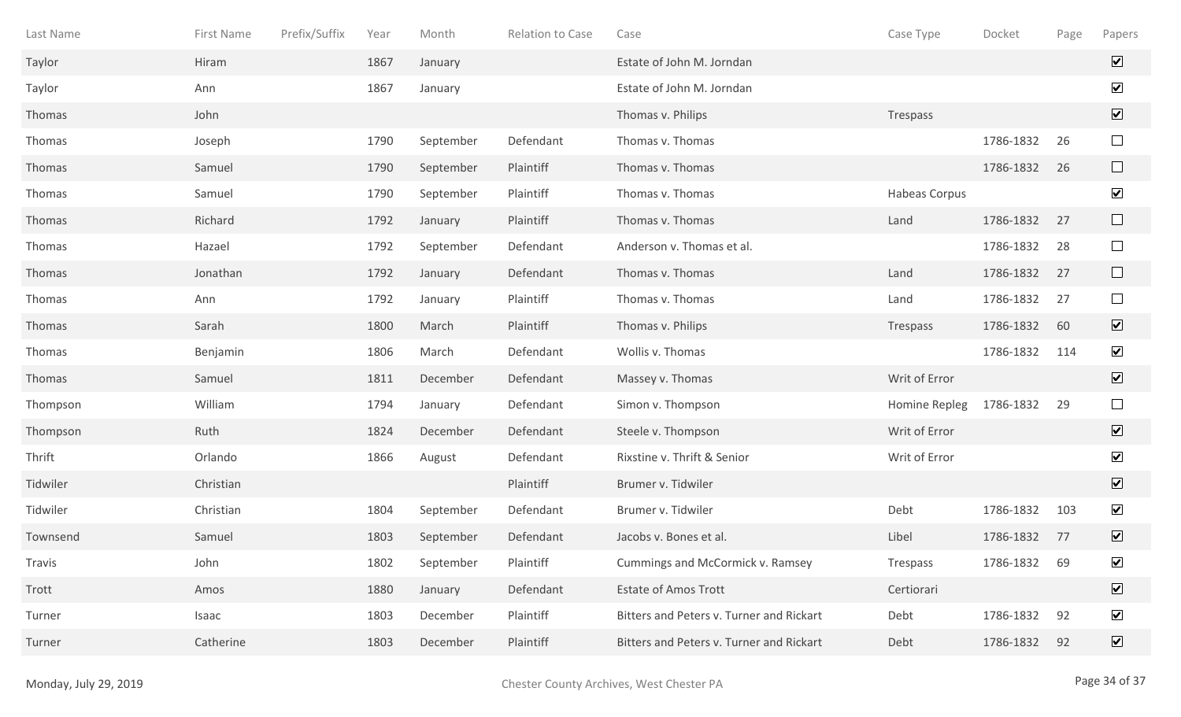| Last Name | First Name | Prefix/Suffix | Year | Month | Relation to Case | Case | Case Type | Docket | Page | Papers |
|---|---|---|---|---|---|---|---|---|---|---|
| Taylor | Hiram | | 1867 | January | | Estate of John M. Jorndan | | | | ☑ |
| Taylor | Ann | | 1867 | January | | Estate of John M. Jorndan | | | | ☑ |
| Thomas | John | | | | | Thomas v. Philips | Trespass | | | ☑ |
| Thomas | Joseph | | 1790 | September | Defendant | Thomas v. Thomas | | 1786-1832 | 26 | ☐ |
| Thomas | Samuel | | 1790 | September | Plaintiff | Thomas v. Thomas | | 1786-1832 | 26 | ☐ |
| Thomas | Samuel | | 1790 | September | Plaintiff | Thomas v. Thomas | Habeas Corpus | | | ☑ |
| Thomas | Richard | | 1792 | January | Plaintiff | Thomas v. Thomas | Land | 1786-1832 | 27 | ☐ |
| Thomas | Hazael | | 1792 | September | Defendant | Anderson v. Thomas et al. | | 1786-1832 | 28 | ☐ |
| Thomas | Jonathan | | 1792 | January | Defendant | Thomas v. Thomas | Land | 1786-1832 | 27 | ☐ |
| Thomas | Ann | | 1792 | January | Plaintiff | Thomas v. Thomas | Land | 1786-1832 | 27 | ☐ |
| Thomas | Sarah | | 1800 | March | Plaintiff | Thomas v. Philips | Trespass | 1786-1832 | 60 | ☑ |
| Thomas | Benjamin | | 1806 | March | Defendant | Wollis v. Thomas | | 1786-1832 | 114 | ☑ |
| Thomas | Samuel | | 1811 | December | Defendant | Massey v. Thomas | Writ of Error | | | ☑ |
| Thompson | William | | 1794 | January | Defendant | Simon v. Thompson | Homine Repleg | 1786-1832 | 29 | ☐ |
| Thompson | Ruth | | 1824 | December | Defendant | Steele v. Thompson | Writ of Error | | | ☑ |
| Thrift | Orlando | | 1866 | August | Defendant | Rixstine v. Thrift & Senior | Writ of Error | | | ☑ |
| Tidwiler | Christian | | | | Plaintiff | Brumer v. Tidwiler | | | | ☑ |
| Tidwiler | Christian | | 1804 | September | Defendant | Brumer v. Tidwiler | Debt | 1786-1832 | 103 | ☑ |
| Townsend | Samuel | | 1803 | September | Defendant | Jacobs v. Bones et al. | Libel | 1786-1832 | 77 | ☑ |
| Travis | John | | 1802 | September | Plaintiff | Cummings and McCormick v. Ramsey | Trespass | 1786-1832 | 69 | ☑ |
| Trott | Amos | | 1880 | January | Defendant | Estate of Amos Trott | Certiorari | | | ☑ |
| Turner | Isaac | | 1803 | December | Plaintiff | Bitters and Peters v. Turner and Rickart | Debt | 1786-1832 | 92 | ☑ |
| Turner | Catherine | | 1803 | December | Plaintiff | Bitters and Peters v. Turner and Rickart | Debt | 1786-1832 | 92 | ☑ |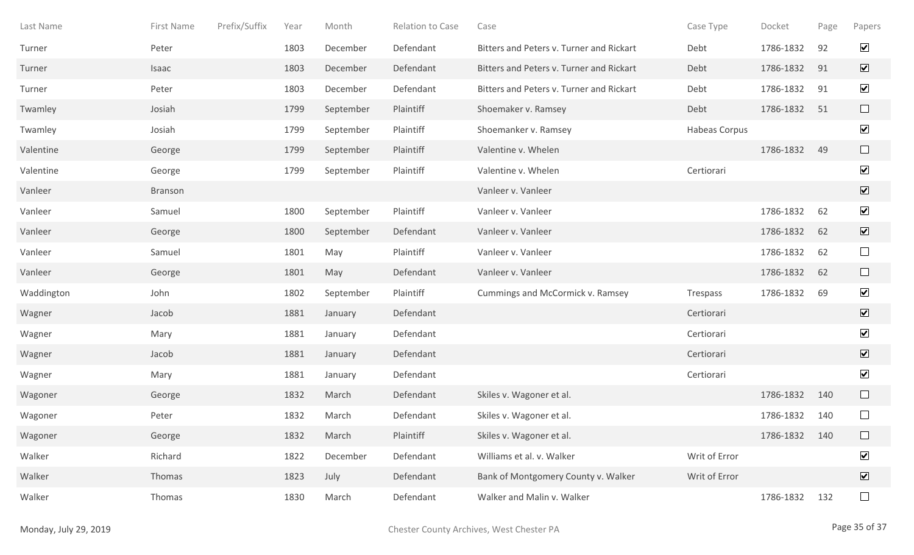| Last Name | First Name | Prefix/Suffix | Year | Month | Relation to Case | Case | Case Type | Docket | Page | Papers |
|---|---|---|---|---|---|---|---|---|---|---|
| Turner | Peter | | 1803 | December | Defendant | Bitters and Peters v. Turner and Rickart | Debt | 1786-1832 | 92 | ☑ |
| Turner | Isaac | | 1803 | December | Defendant | Bitters and Peters v. Turner and Rickart | Debt | 1786-1832 | 91 | ☑ |
| Turner | Peter | | 1803 | December | Defendant | Bitters and Peters v. Turner and Rickart | Debt | 1786-1832 | 91 | ☑ |
| Twamley | Josiah | | 1799 | September | Plaintiff | Shoemaker v. Ramsey | Debt | 1786-1832 | 51 | ☐ |
| Twamley | Josiah | | 1799 | September | Plaintiff | Shoemanker v. Ramsey | Habeas Corpus | | | ☑ |
| Valentine | George | | 1799 | September | Plaintiff | Valentine v. Whelen | | 1786-1832 | 49 | ☐ |
| Valentine | George | | 1799 | September | Plaintiff | Valentine v. Whelen | Certiorari | | | ☑ |
| Vanleer | Branson | | | | | Vanleer v. Vanleer | | | | ☑ |
| Vanleer | Samuel | | 1800 | September | Plaintiff | Vanleer v. Vanleer | | 1786-1832 | 62 | ☑ |
| Vanleer | George | | 1800 | September | Defendant | Vanleer v. Vanleer | | 1786-1832 | 62 | ☑ |
| Vanleer | Samuel | | 1801 | May | Plaintiff | Vanleer v. Vanleer | | 1786-1832 | 62 | ☐ |
| Vanleer | George | | 1801 | May | Defendant | Vanleer v. Vanleer | | 1786-1832 | 62 | ☐ |
| Waddington | John | | 1802 | September | Plaintiff | Cummings and McCormick v. Ramsey | Trespass | 1786-1832 | 69 | ☑ |
| Wagner | Jacob | | 1881 | January | Defendant | | Certiorari | | | ☑ |
| Wagner | Mary | | 1881 | January | Defendant | | Certiorari | | | ☑ |
| Wagner | Jacob | | 1881 | January | Defendant | | Certiorari | | | ☑ |
| Wagner | Mary | | 1881 | January | Defendant | | Certiorari | | | ☑ |
| Wagoner | George | | 1832 | March | Defendant | Skiles v. Wagoner et al. | | 1786-1832 | 140 | ☐ |
| Wagoner | Peter | | 1832 | March | Defendant | Skiles v. Wagoner et al. | | 1786-1832 | 140 | ☐ |
| Wagoner | George | | 1832 | March | Plaintiff | Skiles v. Wagoner et al. | | 1786-1832 | 140 | ☐ |
| Walker | Richard | | 1822 | December | Defendant | Williams et al. v. Walker | Writ of Error | | | ☑ |
| Walker | Thomas | | 1823 | July | Defendant | Bank of Montgomery County v. Walker | Writ of Error | | | ☑ |
| Walker | Thomas | | 1830 | March | Defendant | Walker and Malin v. Walker | | 1786-1832 | 132 | ☐ |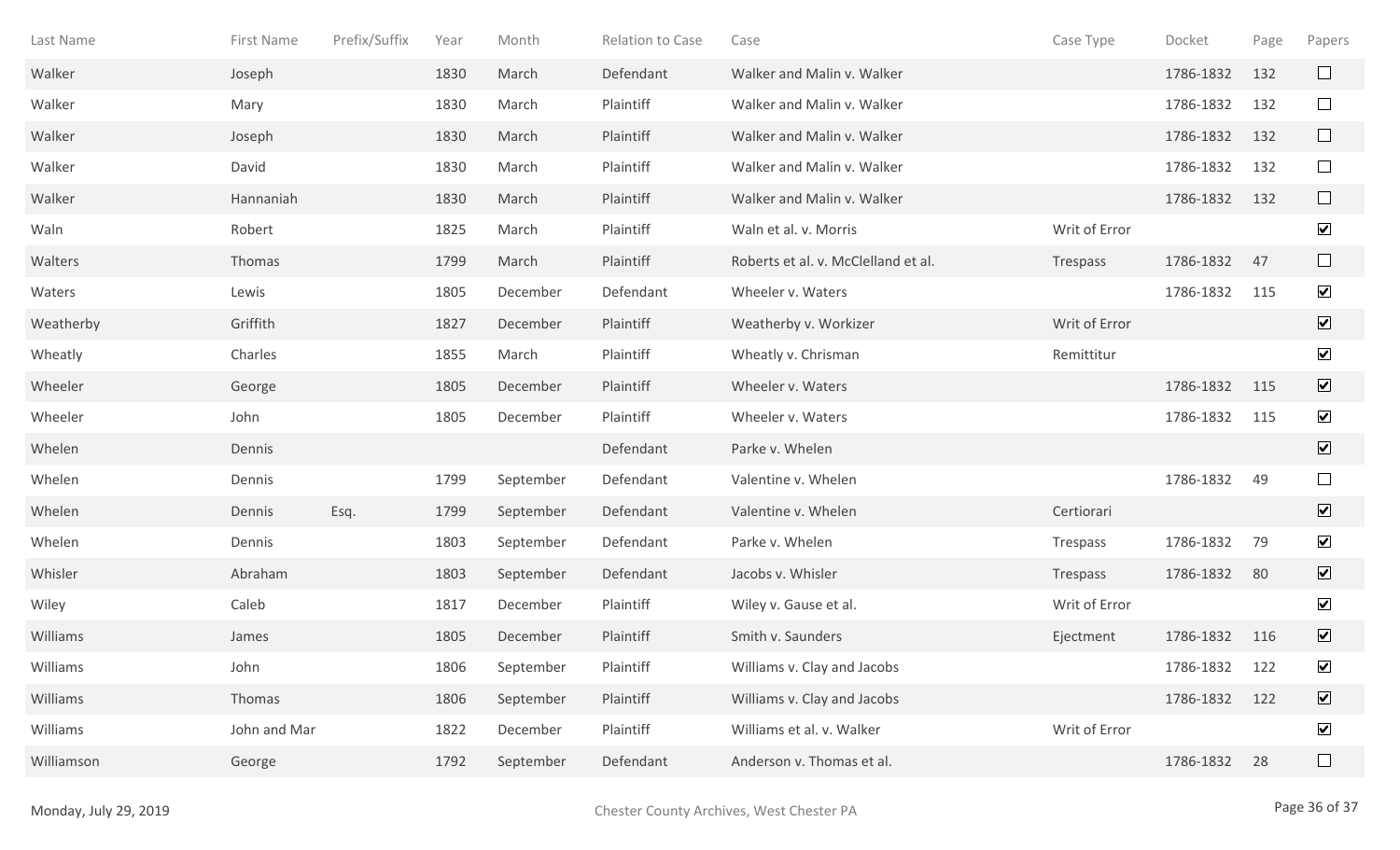| Last Name | First Name | Prefix/Suffix | Year | Month | Relation to Case | Case | Case Type | Docket | Page | Papers |
|---|---|---|---|---|---|---|---|---|---|---|
| Walker | Joseph | | 1830 | March | Defendant | Walker and Malin v. Walker | | 1786-1832 | 132 | ☐ |
| Walker | Mary | | 1830 | March | Plaintiff | Walker and Malin v. Walker | | 1786-1832 | 132 | ☐ |
| Walker | Joseph | | 1830 | March | Plaintiff | Walker and Malin v. Walker | | 1786-1832 | 132 | ☐ |
| Walker | David | | 1830 | March | Plaintiff | Walker and Malin v. Walker | | 1786-1832 | 132 | ☐ |
| Walker | Hannaniah | | 1830 | March | Plaintiff | Walker and Malin v. Walker | | 1786-1832 | 132 | ☐ |
| Waln | Robert | | 1825 | March | Plaintiff | Waln et al. v. Morris | Writ of Error | | | ☑ |
| Walters | Thomas | | 1799 | March | Plaintiff | Roberts et al. v. McClelland et al. | Trespass | 1786-1832 | 47 | ☐ |
| Waters | Lewis | | 1805 | December | Defendant | Wheeler v. Waters | | 1786-1832 | 115 | ☑ |
| Weatherby | Griffith | | 1827 | December | Plaintiff | Weatherby v. Workizer | Writ of Error | | | ☑ |
| Wheatly | Charles | | 1855 | March | Plaintiff | Wheatly v. Chrisman | Remittitur | | | ☑ |
| Wheeler | George | | 1805 | December | Plaintiff | Wheeler v. Waters | | 1786-1832 | 115 | ☑ |
| Wheeler | John | | 1805 | December | Plaintiff | Wheeler v. Waters | | 1786-1832 | 115 | ☑ |
| Whelen | Dennis | | | | Defendant | Parke v. Whelen | | | | ☑ |
| Whelen | Dennis | | 1799 | September | Defendant | Valentine v. Whelen | | 1786-1832 | 49 | ☐ |
| Whelen | Dennis | Esq. | 1799 | September | Defendant | Valentine v. Whelen | Certiorari | | | ☑ |
| Whelen | Dennis | | 1803 | September | Defendant | Parke v. Whelen | Trespass | 1786-1832 | 79 | ☑ |
| Whisler | Abraham | | 1803 | September | Defendant | Jacobs v. Whisler | Trespass | 1786-1832 | 80 | ☑ |
| Wiley | Caleb | | 1817 | December | Plaintiff | Wiley v. Gause et al. | Writ of Error | | | ☑ |
| Williams | James | | 1805 | December | Plaintiff | Smith v. Saunders | Ejectment | 1786-1832 | 116 | ☑ |
| Williams | John | | 1806 | September | Plaintiff | Williams v. Clay and Jacobs | | 1786-1832 | 122 | ☑ |
| Williams | Thomas | | 1806 | September | Plaintiff | Williams v. Clay and Jacobs | | 1786-1832 | 122 | ☑ |
| Williams | John and Mar | | 1822 | December | Plaintiff | Williams et al. v. Walker | Writ of Error | | | ☑ |
| Williamson | George | | 1792 | September | Defendant | Anderson v. Thomas et al. | | 1786-1832 | 28 | ☐ |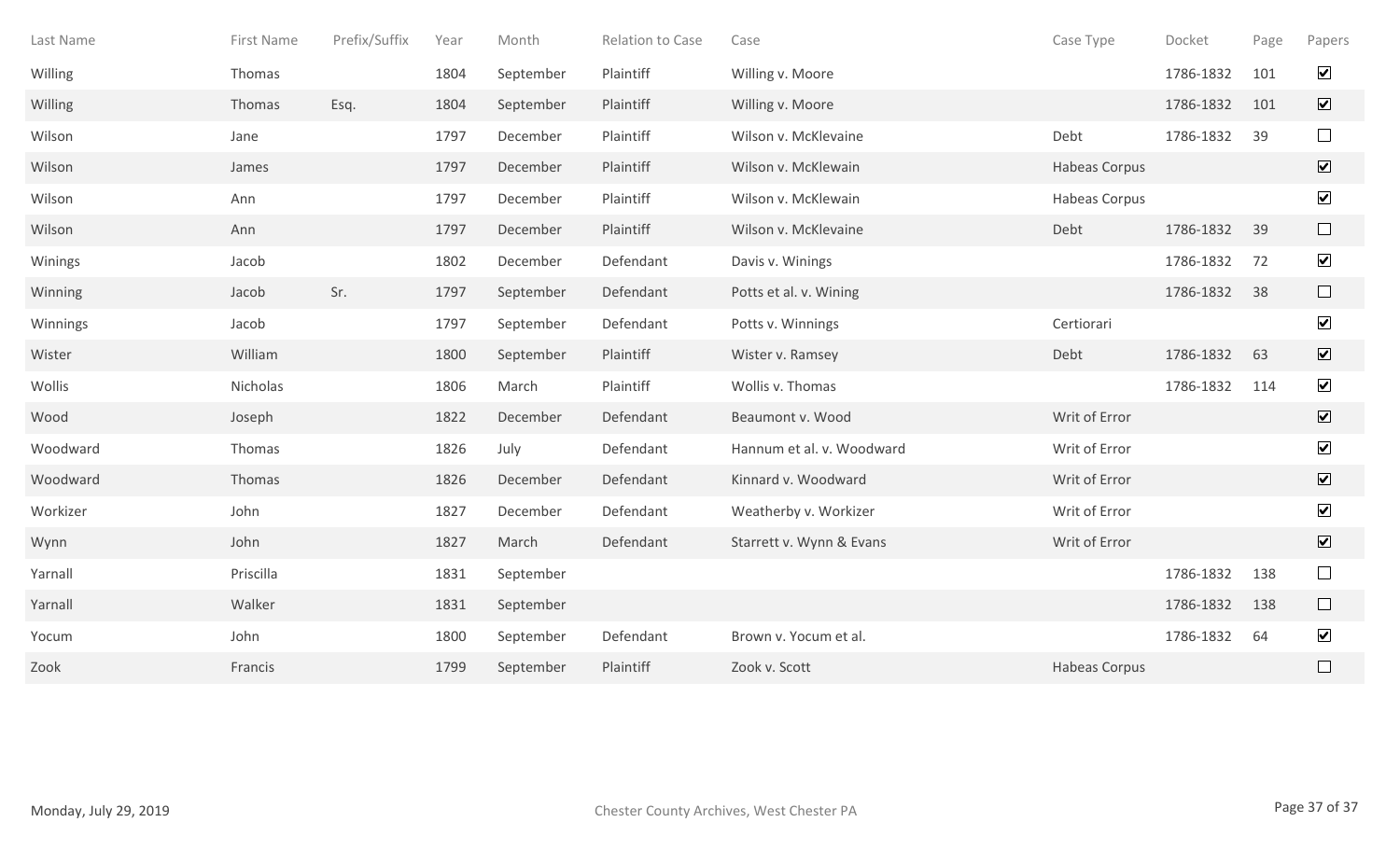| Last Name | First Name | Prefix/Suffix | Year | Month | Relation to Case | Case | Case Type | Docket | Page | Papers |
|---|---|---|---|---|---|---|---|---|---|---|
| Willing | Thomas | | 1804 | September | Plaintiff | Willing v. Moore | | 1786-1832 | 101 | ☑ |
| Willing | Thomas | Esq. | 1804 | September | Plaintiff | Willing v. Moore | | 1786-1832 | 101 | ☑ |
| Wilson | Jane | | 1797 | December | Plaintiff | Wilson v. McKlevaine | Debt | 1786-1832 | 39 | ☐ |
| Wilson | James | | 1797 | December | Plaintiff | Wilson v. McKlewain | Habeas Corpus | | | ☑ |
| Wilson | Ann | | 1797 | December | Plaintiff | Wilson v. McKlewain | Habeas Corpus | | | ☑ |
| Wilson | Ann | | 1797 | December | Plaintiff | Wilson v. McKlevaine | Debt | 1786-1832 | 39 | ☐ |
| Winings | Jacob | | 1802 | December | Defendant | Davis v. Winings | | 1786-1832 | 72 | ☑ |
| Winning | Jacob | Sr. | 1797 | September | Defendant | Potts et al. v. Wining | | 1786-1832 | 38 | ☐ |
| Winnings | Jacob | | 1797 | September | Defendant | Potts v. Winnings | Certiorari | | | ☑ |
| Wister | William | | 1800 | September | Plaintiff | Wister v. Ramsey | Debt | 1786-1832 | 63 | ☑ |
| Wollis | Nicholas | | 1806 | March | Plaintiff | Wollis v. Thomas | | 1786-1832 | 114 | ☑ |
| Wood | Joseph | | 1822 | December | Defendant | Beaumont v. Wood | Writ of Error | | | ☑ |
| Woodward | Thomas | | 1826 | July | Defendant | Hannum et al. v. Woodward | Writ of Error | | | ☑ |
| Woodward | Thomas | | 1826 | December | Defendant | Kinnard v. Woodward | Writ of Error | | | ☑ |
| Workizer | John | | 1827 | December | Defendant | Weatherby v. Workizer | Writ of Error | | | ☑ |
| Wynn | John | | 1827 | March | Defendant | Starrett v. Wynn & Evans | Writ of Error | | | ☑ |
| Yarnall | Priscilla | | 1831 | September | | | | 1786-1832 | 138 | ☐ |
| Yarnall | Walker | | 1831 | September | | | | 1786-1832 | 138 | ☐ |
| Yocum | John | | 1800 | September | Defendant | Brown v. Yocum et al. | | 1786-1832 | 64 | ☑ |
| Zook | Francis | | 1799 | September | Plaintiff | Zook v. Scott | Habeas Corpus | | | ☐ |

Monday, July 29, 2019

Chester County Archives, West Chester PA